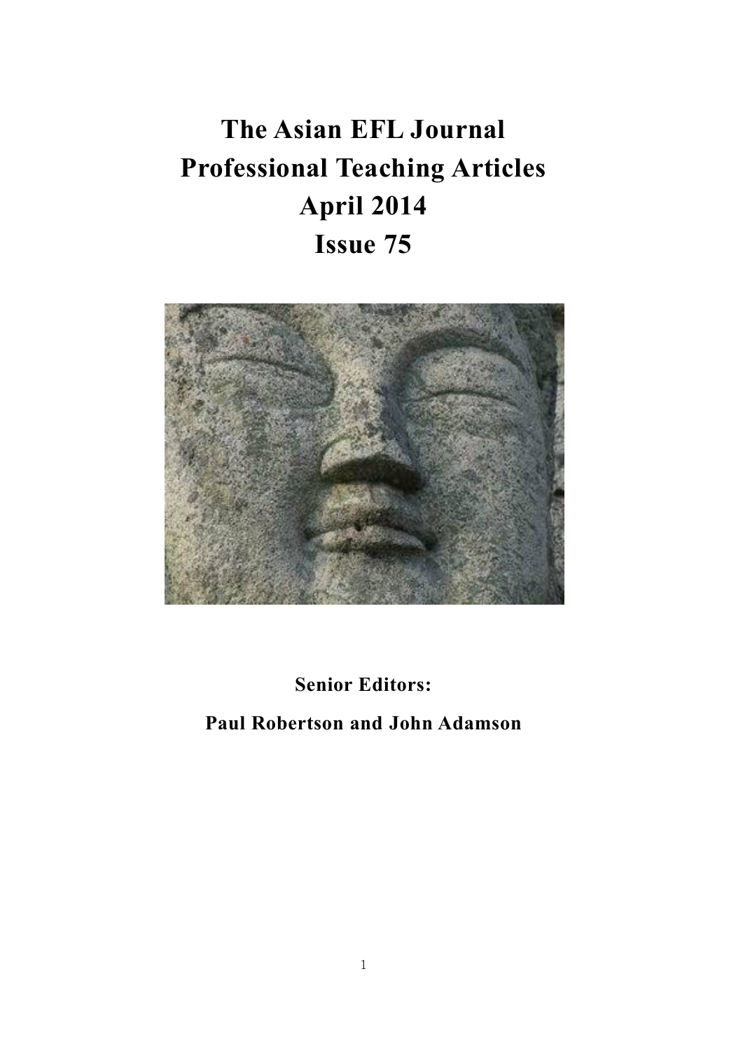# The Asian EFL Journal
# Professional Teaching Articles
# April 2014
# Issue 75

**Senior Editors:**

**Paul Robertson and John Adamson**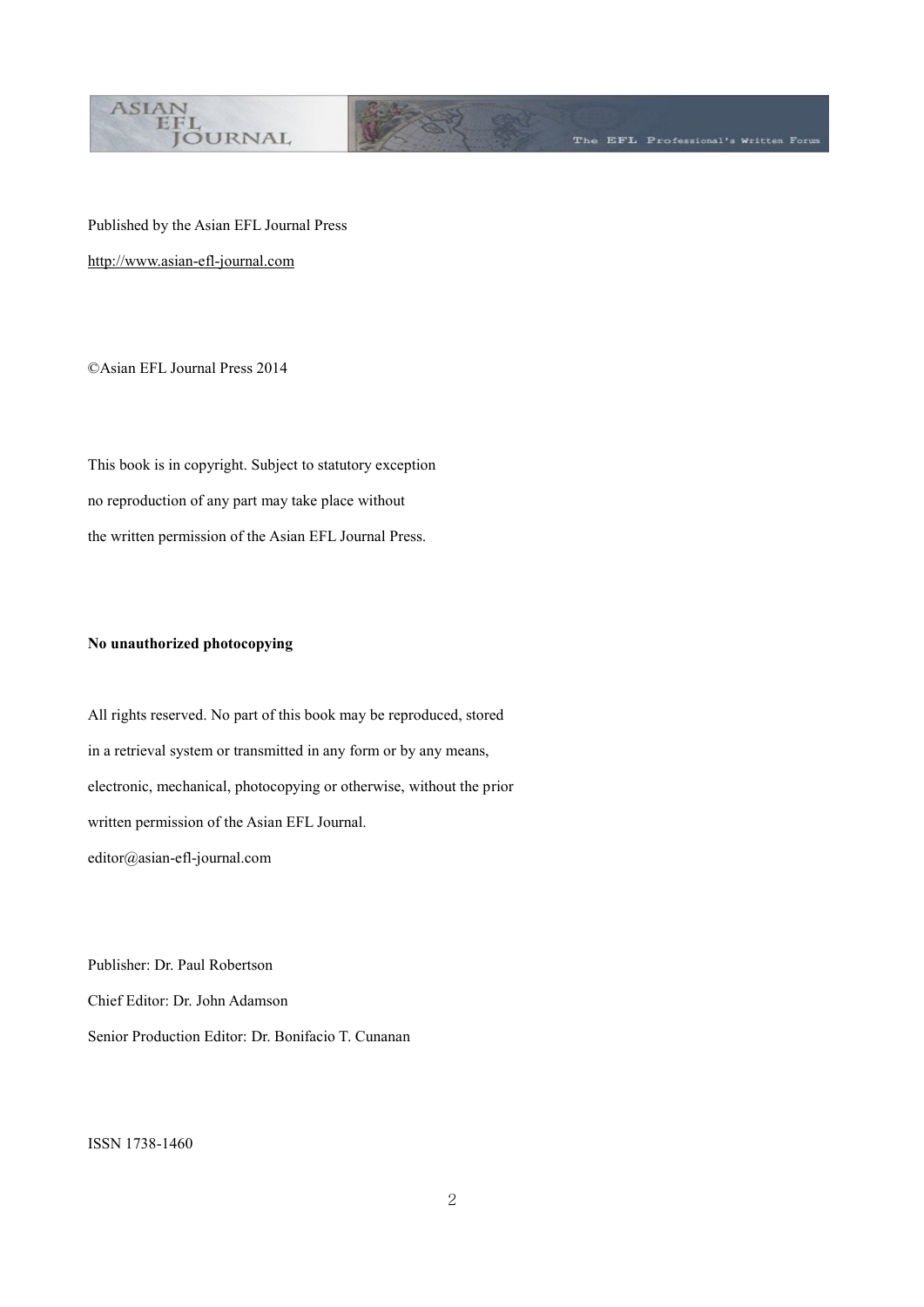Published by the Asian EFL Journal Press

http://www.asian-efl-journal.com

©Asian EFL Journal Press 2014

This book is in copyright. Subject to statutory exception
no reproduction of any part may take place without
the written permission of the Asian EFL Journal Press.

**No unauthorized photocopying**

All rights reserved. No part of this book may be reproduced, stored
in a retrieval system or transmitted in any form or by any means,
electronic, mechanical, photocopying or otherwise, without the prior
written permission of the Asian EFL Journal.
editor@asian-efl-journal.com

Publisher: Dr. Paul Robertson
Chief Editor: Dr. John Adamson
Senior Production Editor: Dr. Bonifacio T. Cunanan

ISSN 1738-1460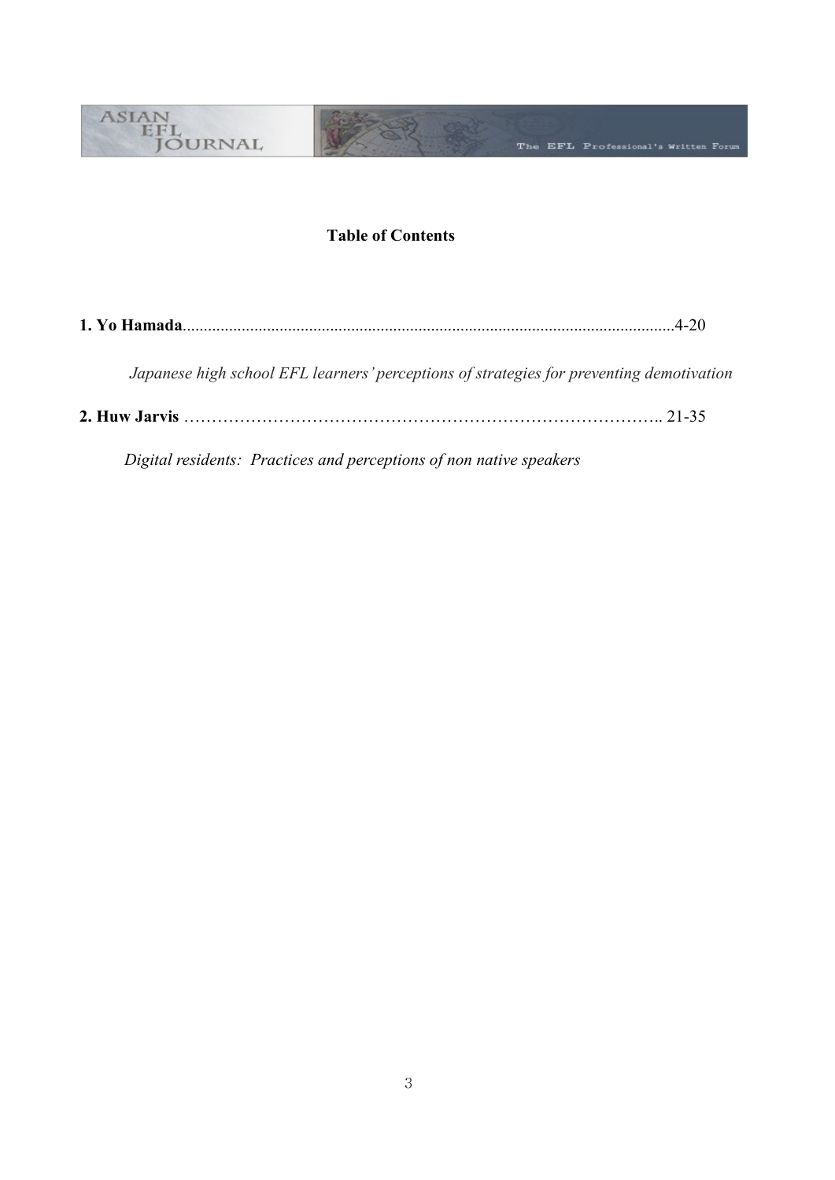## Table of Contents

**1. Yo Hamada**....................................................................................................................4-20

*Japanese high school EFL learners' perceptions of strategies for preventing demotivation*

**2. Huw Jarvis** ………………………………………………………………………….. 21-35

*Digital residents: Practices and perceptions of non native speakers*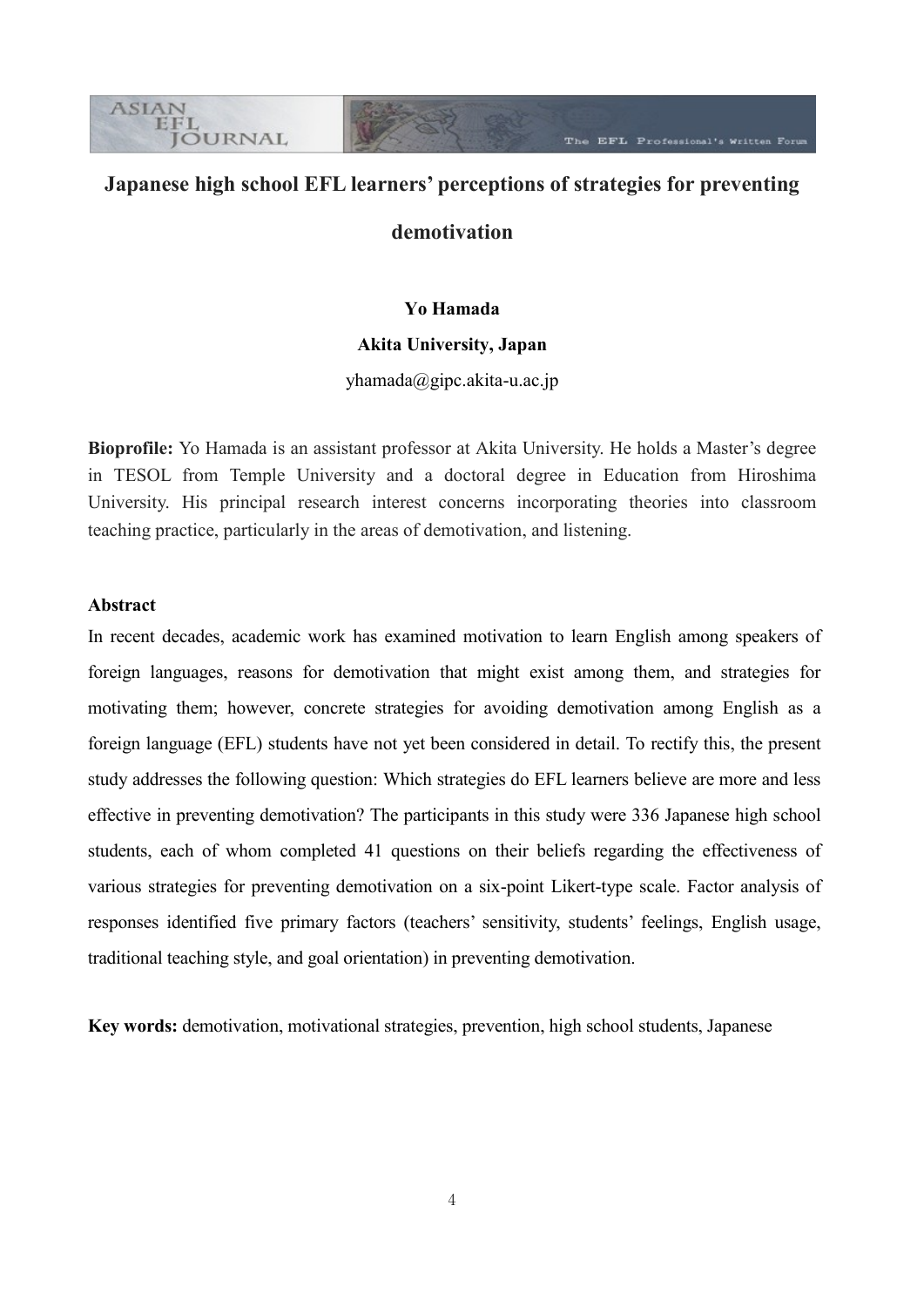# Japanese high school EFL learners' perceptions of strategies for preventing demotivation

**Yo Hamada**

**Akita University, Japan**

yhamada@gipc.akita-u.ac.jp

**Bioprofile:** Yo Hamada is an assistant professor at Akita University. He holds a Master's degree in TESOL from Temple University and a doctoral degree in Education from Hiroshima University. His principal research interest concerns incorporating theories into classroom teaching practice, particularly in the areas of demotivation, and listening.

## Abstract

In recent decades, academic work has examined motivation to learn English among speakers of foreign languages, reasons for demotivation that might exist among them, and strategies for motivating them; however, concrete strategies for avoiding demotivation among English as a foreign language (EFL) students have not yet been considered in detail. To rectify this, the present study addresses the following question: Which strategies do EFL learners believe are more and less effective in preventing demotivation? The participants in this study were 336 Japanese high school students, each of whom completed 41 questions on their beliefs regarding the effectiveness of various strategies for preventing demotivation on a six-point Likert-type scale. Factor analysis of responses identified five primary factors (teachers' sensitivity, students' feelings, English usage, traditional teaching style, and goal orientation) in preventing demotivation.

**Key words:** demotivation, motivational strategies, prevention, high school students, Japanese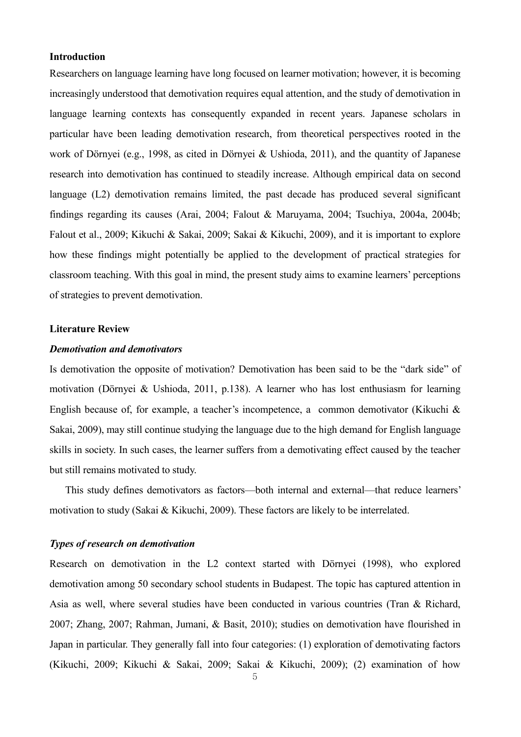**Introduction**

Researchers on language learning have long focused on learner motivation; however, it is becoming increasingly understood that demotivation requires equal attention, and the study of demotivation in language learning contexts has consequently expanded in recent years. Japanese scholars in particular have been leading demotivation research, from theoretical perspectives rooted in the work of Dörnyei (e.g., 1998, as cited in Dörnyei & Ushioda, 2011), and the quantity of Japanese research into demotivation has continued to steadily increase. Although empirical data on second language (L2) demotivation remains limited, the past decade has produced several significant findings regarding its causes (Arai, 2004; Falout & Maruyama, 2004; Tsuchiya, 2004a, 2004b; Falout et al., 2009; Kikuchi & Sakai, 2009; Sakai & Kikuchi, 2009), and it is important to explore how these findings might potentially be applied to the development of practical strategies for classroom teaching. With this goal in mind, the present study aims to examine learners' perceptions of strategies to prevent demotivation.

**Literature Review**

***Demotivation and demotivators***

Is demotivation the opposite of motivation? Demotivation has been said to be the "dark side" of motivation (Dörnyei & Ushioda, 2011, p.138). A learner who has lost enthusiasm for learning English because of, for example, a teacher's incompetence, a common demotivator (Kikuchi & Sakai, 2009), may still continue studying the language due to the high demand for English language skills in society. In such cases, the learner suffers from a demotivating effect caused by the teacher but still remains motivated to study.

This study defines demotivators as factors—both internal and external—that reduce learners' motivation to study (Sakai & Kikuchi, 2009). These factors are likely to be interrelated.

***Types of research on demotivation***

Research on demotivation in the L2 context started with Dörnyei (1998), who explored demotivation among 50 secondary school students in Budapest. The topic has captured attention in Asia as well, where several studies have been conducted in various countries (Tran & Richard, 2007; Zhang, 2007; Rahman, Jumani, & Basit, 2010); studies on demotivation have flourished in Japan in particular. They generally fall into four categories: (1) exploration of demotivating factors (Kikuchi, 2009; Kikuchi & Sakai, 2009; Sakai & Kikuchi, 2009); (2) examination of how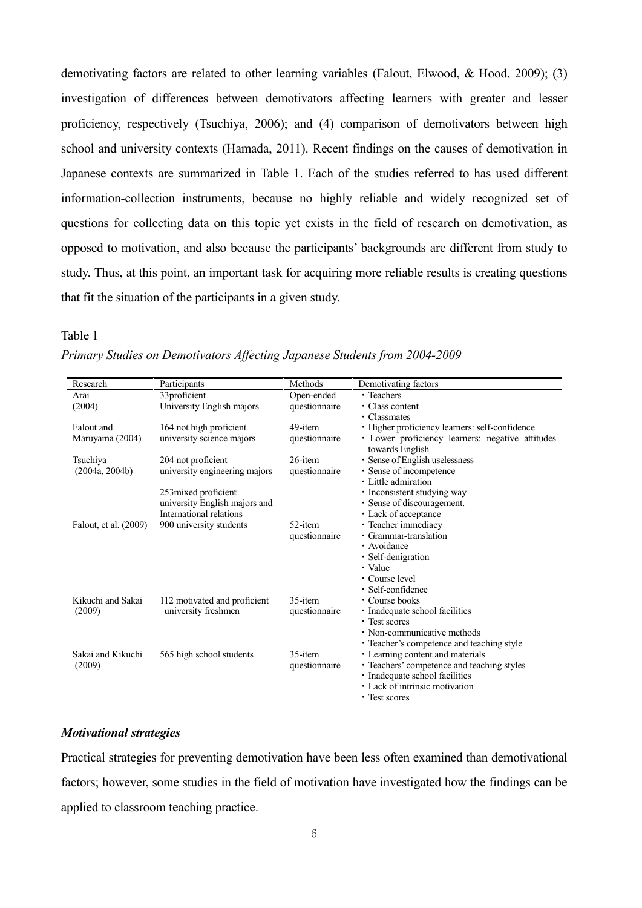demotivating factors are related to other learning variables (Falout, Elwood, & Hood, 2009); (3) investigation of differences between demotivators affecting learners with greater and lesser proficiency, respectively (Tsuchiya, 2006); and (4) comparison of demotivators between high school and university contexts (Hamada, 2011). Recent findings on the causes of demotivation in Japanese contexts are summarized in Table 1. Each of the studies referred to has used different information-collection instruments, because no highly reliable and widely recognized set of questions for collecting data on this topic yet exists in the field of research on demotivation, as opposed to motivation, and also because the participants' backgrounds are different from study to study. Thus, at this point, an important task for acquiring more reliable results is creating questions that fit the situation of the participants in a given study.

Table 1

*Primary Studies on Demotivators Affecting Japanese Students from 2004-2009*

| Research | Participants | Methods | Demotivating factors |
|---|---|---|---|
| Arai (2004) | 33proficient University English majors | Open-ended questionnaire | ・Teachers<br>・Class content<br>・Classmates |
| Falout and Maruyama (2004) | 164 not high proficient university science majors | 49-item questionnaire | ・Higher proficiency learners: self-confidence<br>・Lower proficiency learners: negative attitudes towards English |
| Tsuchiya (2004a, 2004b) | 204 not proficient university engineering majors<br><br>253mixed proficient university English majors and International relations | 26-item questionnaire | ・Sense of English uselessness<br>・Sense of incompetence<br>・Little admiration<br>・Inconsistent studying way<br>・Sense of discouragement.<br>・Lack of acceptance |
| Falout, et al. (2009) | 900 university students | 52-item questionnaire | ・Teacher immediacy<br>・Grammar-translation<br>・Avoidance<br>・Self-denigration<br>・Value<br>・Course level<br>・Self-confidence |
| Kikuchi and Sakai (2009) | 112 motivated and proficient university freshmen | 35-item questionnaire | ・Course books<br>・Inadequate school facilities<br>・Test scores<br>・Non-communicative methods<br>・Teacher's competence and teaching style |
| Sakai and Kikuchi (2009) | 565 high school students | 35-item questionnaire | ・Learning content and materials<br>・Teachers' competence and teaching styles<br>・Inadequate school facilities<br>・Lack of intrinsic motivation<br>・Test scores |

### *Motivational strategies*

Practical strategies for preventing demotivation have been less often examined than demotivational factors; however, some studies in the field of motivation have investigated how the findings can be applied to classroom teaching practice.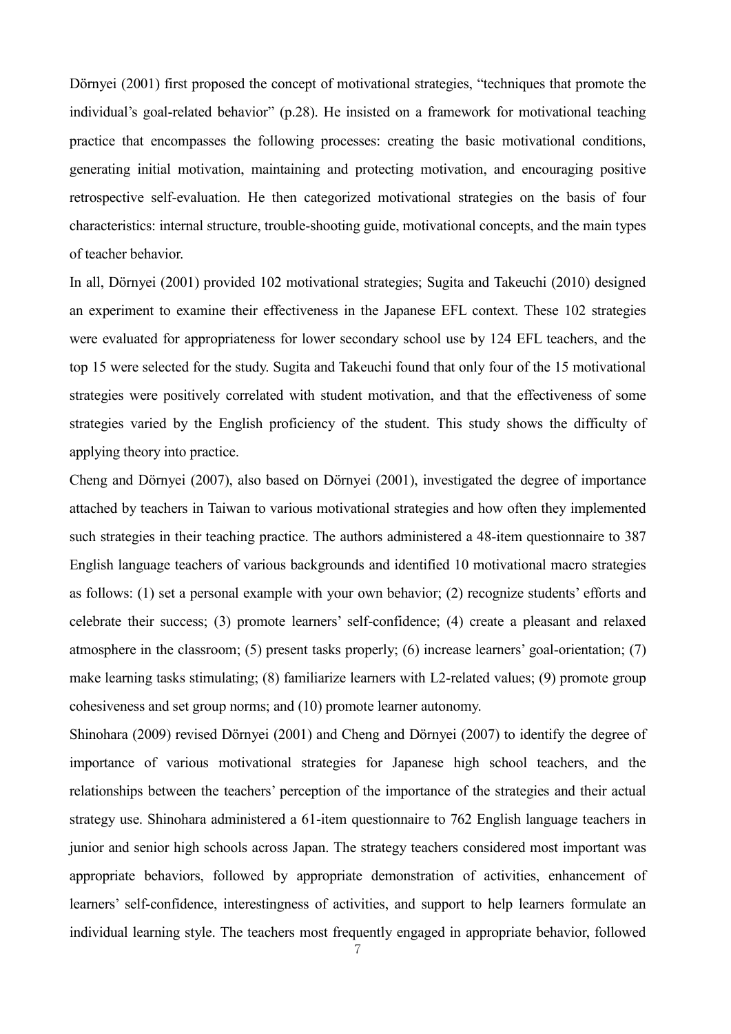Dörnyei (2001) first proposed the concept of motivational strategies, "techniques that promote the individual's goal-related behavior" (p.28). He insisted on a framework for motivational teaching practice that encompasses the following processes: creating the basic motivational conditions, generating initial motivation, maintaining and protecting motivation, and encouraging positive retrospective self-evaluation. He then categorized motivational strategies on the basis of four characteristics: internal structure, trouble-shooting guide, motivational concepts, and the main types of teacher behavior.

In all, Dörnyei (2001) provided 102 motivational strategies; Sugita and Takeuchi (2010) designed an experiment to examine their effectiveness in the Japanese EFL context. These 102 strategies were evaluated for appropriateness for lower secondary school use by 124 EFL teachers, and the top 15 were selected for the study. Sugita and Takeuchi found that only four of the 15 motivational strategies were positively correlated with student motivation, and that the effectiveness of some strategies varied by the English proficiency of the student. This study shows the difficulty of applying theory into practice.

Cheng and Dörnyei (2007), also based on Dörnyei (2001), investigated the degree of importance attached by teachers in Taiwan to various motivational strategies and how often they implemented such strategies in their teaching practice. The authors administered a 48-item questionnaire to 387 English language teachers of various backgrounds and identified 10 motivational macro strategies as follows: (1) set a personal example with your own behavior; (2) recognize students' efforts and celebrate their success; (3) promote learners' self-confidence; (4) create a pleasant and relaxed atmosphere in the classroom; (5) present tasks properly; (6) increase learners' goal-orientation; (7) make learning tasks stimulating; (8) familiarize learners with L2-related values; (9) promote group cohesiveness and set group norms; and (10) promote learner autonomy.

Shinohara (2009) revised Dörnyei (2001) and Cheng and Dörnyei (2007) to identify the degree of importance of various motivational strategies for Japanese high school teachers, and the relationships between the teachers' perception of the importance of the strategies and their actual strategy use. Shinohara administered a 61-item questionnaire to 762 English language teachers in junior and senior high schools across Japan. The strategy teachers considered most important was appropriate behaviors, followed by appropriate demonstration of activities, enhancement of learners' self-confidence, interestingness of activities, and support to help learners formulate an individual learning style. The teachers most frequently engaged in appropriate behavior, followed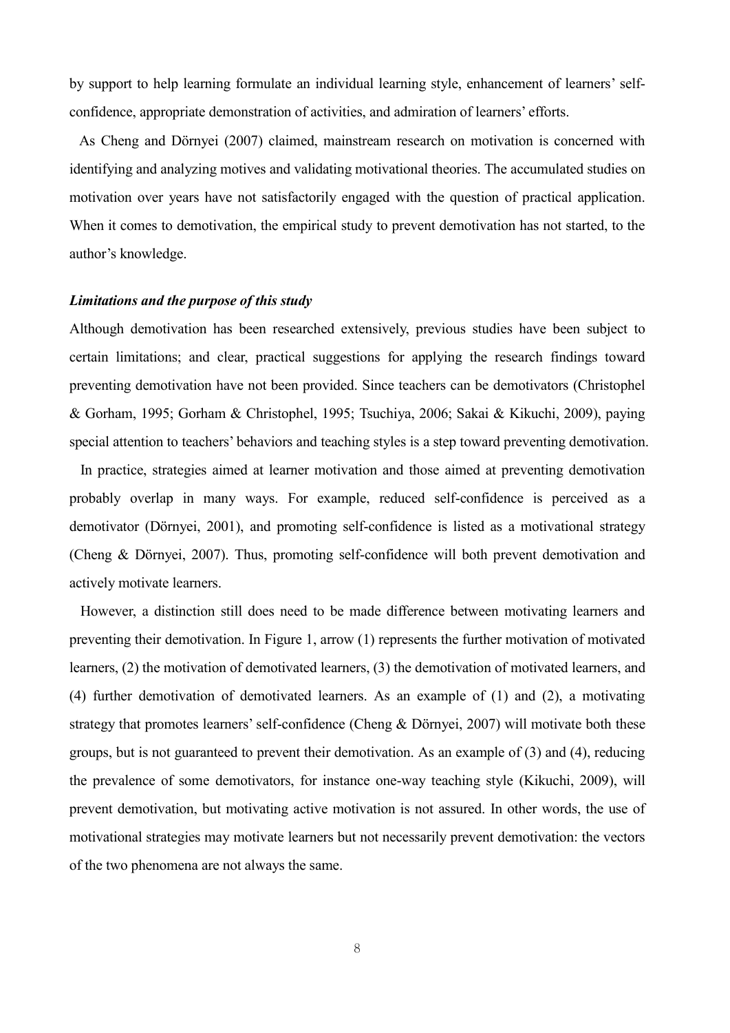by support to help learning formulate an individual learning style, enhancement of learners' self-confidence, appropriate demonstration of activities, and admiration of learners' efforts.

As Cheng and Dörnyei (2007) claimed, mainstream research on motivation is concerned with identifying and analyzing motives and validating motivational theories. The accumulated studies on motivation over years have not satisfactorily engaged with the question of practical application. When it comes to demotivation, the empirical study to prevent demotivation has not started, to the author's knowledge.

### *Limitations and the purpose of this study*

Although demotivation has been researched extensively, previous studies have been subject to certain limitations; and clear, practical suggestions for applying the research findings toward preventing demotivation have not been provided. Since teachers can be demotivators (Christophel & Gorham, 1995; Gorham & Christophel, 1995; Tsuchiya, 2006; Sakai & Kikuchi, 2009), paying special attention to teachers' behaviors and teaching styles is a step toward preventing demotivation.

In practice, strategies aimed at learner motivation and those aimed at preventing demotivation probably overlap in many ways. For example, reduced self-confidence is perceived as a demotivator (Dörnyei, 2001), and promoting self-confidence is listed as a motivational strategy (Cheng & Dörnyei, 2007). Thus, promoting self-confidence will both prevent demotivation and actively motivate learners.

However, a distinction still does need to be made difference between motivating learners and preventing their demotivation. In Figure 1, arrow (1) represents the further motivation of motivated learners, (2) the motivation of demotivated learners, (3) the demotivation of motivated learners, and (4) further demotivation of demotivated learners. As an example of (1) and (2), a motivating strategy that promotes learners' self-confidence (Cheng & Dörnyei, 2007) will motivate both these groups, but is not guaranteed to prevent their demotivation. As an example of (3) and (4), reducing the prevalence of some demotivators, for instance one-way teaching style (Kikuchi, 2009), will prevent demotivation, but motivating active motivation is not assured. In other words, the use of motivational strategies may motivate learners but not necessarily prevent demotivation: the vectors of the two phenomena are not always the same.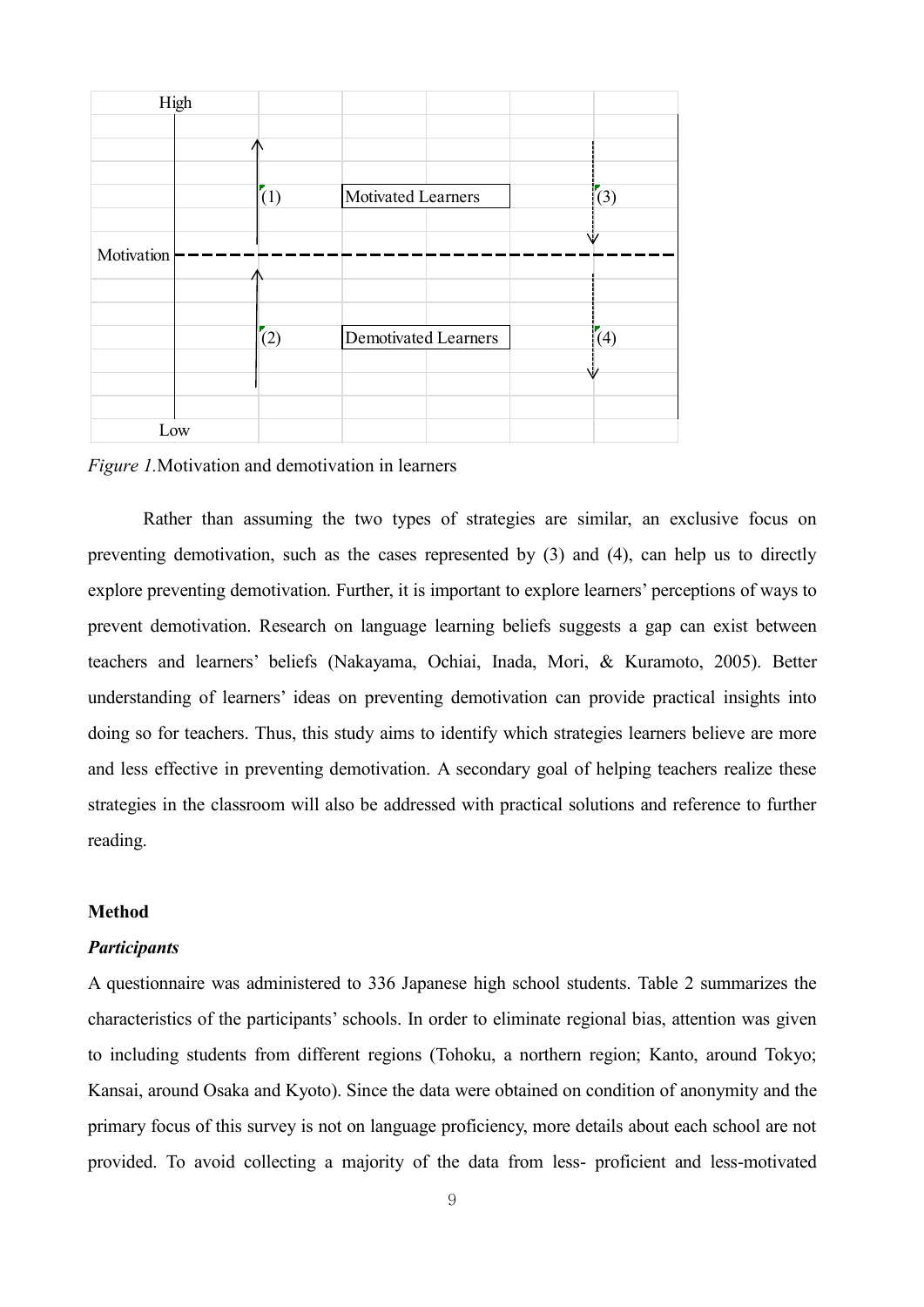High

(1) Motivated Learners (3)

Motivation

(2) Demotivated Learners (4)

Low

*Figure 1.*Motivation and demotivation in learners

Rather than assuming the two types of strategies are similar, an exclusive focus on preventing demotivation, such as the cases represented by (3) and (4), can help us to directly explore preventing demotivation. Further, it is important to explore learners' perceptions of ways to prevent demotivation. Research on language learning beliefs suggests a gap can exist between teachers and learners' beliefs (Nakayama, Ochiai, Inada, Mori, & Kuramoto, 2005). Better understanding of learners' ideas on preventing demotivation can provide practical insights into doing so for teachers. Thus, this study aims to identify which strategies learners believe are more and less effective in preventing demotivation. A secondary goal of helping teachers realize these strategies in the classroom will also be addressed with practical solutions and reference to further reading.

## Method

### *Participants*

A questionnaire was administered to 336 Japanese high school students. Table 2 summarizes the characteristics of the participants' schools. In order to eliminate regional bias, attention was given to including students from different regions (Tohoku, a northern region; Kanto, around Tokyo; Kansai, around Osaka and Kyoto). Since the data were obtained on condition of anonymity and the primary focus of this survey is not on language proficiency, more details about each school are not provided. To avoid collecting a majority of the data from less- proficient and less-motivated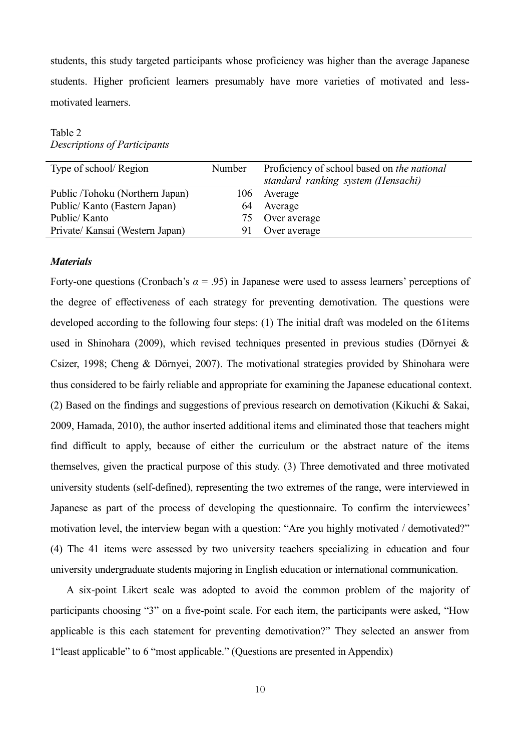students, this study targeted participants whose proficiency was higher than the average Japanese students. Higher proficient learners presumably have more varieties of motivated and less-motivated learners.

Table 2
*Descriptions of Participants*

| Type of school/ Region | Number | Proficiency of school based on *the national standard ranking system (Hensachi)* |
|---|---|---|
| Public /Tohoku (Northern Japan) | 106 | Average |
| Public/ Kanto (Eastern Japan) | 64 | Average |
| Public/ Kanto | 75 | Over average |
| Private/ Kansai (Western Japan) | 91 | Over average |

***Materials***

Forty-one questions (Cronbach's $\alpha = .95$) in Japanese were used to assess learners' perceptions of the degree of effectiveness of each strategy for preventing demotivation. The questions were developed according to the following four steps: (1) The initial draft was modeled on the 61items used in Shinohara (2009), which revised techniques presented in previous studies (Dörnyei & Csizer, 1998; Cheng & Dörnyei, 2007). The motivational strategies provided by Shinohara were thus considered to be fairly reliable and appropriate for examining the Japanese educational context. (2) Based on the findings and suggestions of previous research on demotivation (Kikuchi & Sakai, 2009, Hamada, 2010), the author inserted additional items and eliminated those that teachers might find difficult to apply, because of either the curriculum or the abstract nature of the items themselves, given the practical purpose of this study. (3) Three demotivated and three motivated university students (self-defined), representing the two extremes of the range, were interviewed in Japanese as part of the process of developing the questionnaire. To confirm the interviewees' motivation level, the interview began with a question: "Are you highly motivated / demotivated?" (4) The 41 items were assessed by two university teachers specializing in education and four university undergraduate students majoring in English education or international communication.

A six-point Likert scale was adopted to avoid the common problem of the majority of participants choosing "3" on a five-point scale. For each item, the participants were asked, "How applicable is this each statement for preventing demotivation?" They selected an answer from 1"least applicable" to 6 "most applicable." (Questions are presented in Appendix)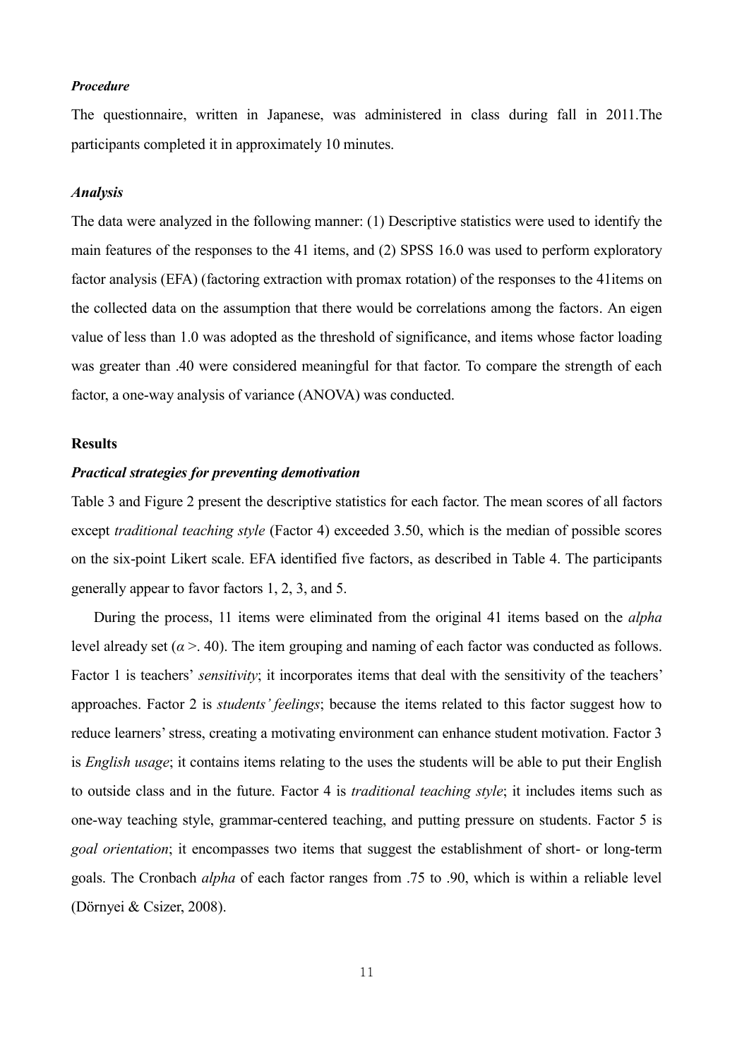### *Procedure*

The questionnaire, written in Japanese, was administered in class during fall in 2011.The participants completed it in approximately 10 minutes.

### *Analysis*

The data were analyzed in the following manner: (1) Descriptive statistics were used to identify the main features of the responses to the 41 items, and (2) SPSS 16.0 was used to perform exploratory factor analysis (EFA) (factoring extraction with promax rotation) of the responses to the 41items on the collected data on the assumption that there would be correlations among the factors. An eigen value of less than 1.0 was adopted as the threshold of significance, and items whose factor loading was greater than .40 were considered meaningful for that factor. To compare the strength of each factor, a one-way analysis of variance (ANOVA) was conducted.

## Results

### *Practical strategies for preventing demotivation*

Table 3 and Figure 2 present the descriptive statistics for each factor. The mean scores of all factors except *traditional teaching style* (Factor 4) exceeded 3.50, which is the median of possible scores on the six-point Likert scale. EFA identified five factors, as described in Table 4. The participants generally appear to favor factors 1, 2, 3, and 5.

During the process, 11 items were eliminated from the original 41 items based on the *alpha* level already set ($\alpha$ >. 40). The item grouping and naming of each factor was conducted as follows. Factor 1 is teachers' *sensitivity*; it incorporates items that deal with the sensitivity of the teachers' approaches. Factor 2 is *students' feelings*; because the items related to this factor suggest how to reduce learners' stress, creating a motivating environment can enhance student motivation. Factor 3 is *English usage*; it contains items relating to the uses the students will be able to put their English to outside class and in the future. Factor 4 is *traditional teaching style*; it includes items such as one-way teaching style, grammar-centered teaching, and putting pressure on students. Factor 5 is *goal orientation*; it encompasses two items that suggest the establishment of short- or long-term goals. The Cronbach *alpha* of each factor ranges from .75 to .90, which is within a reliable level (Dörnyei & Csizer, 2008).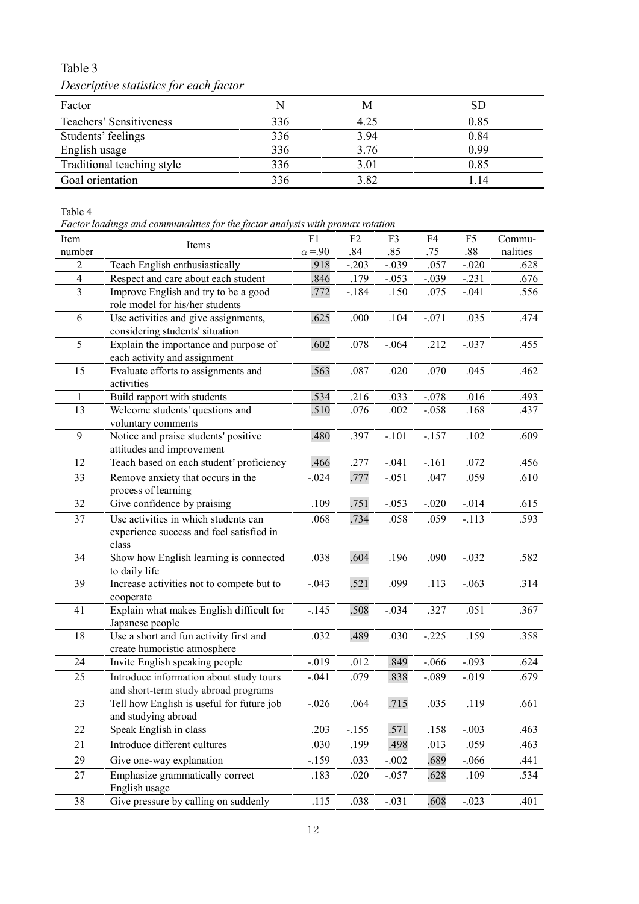Table 3

*Descriptive statistics for each factor*

| Factor | N | M | SD |
|---|---|---|---|
| Teachers' Sensitiveness | 336 | 4.25 | 0.85 |
| Students' feelings | 336 | 3.94 | 0.84 |
| English usage | 336 | 3.76 | 0.99 |
| Traditional teaching style | 336 | 3.01 | 0.85 |
| Goal orientation | 336 | 3.82 | 1.14 |

Table 4

*Factor loadings and communalities for the factor analysis with promax rotation*

| Item number | Items | F1 $\alpha$ =.90 | F2 .84 | F3 .85 | F4 .75 | F5 .88 | Commu-nalities |
|---|---|---|---|---|---|---|---|
| 2 | Teach English enthusiastically | .918 | -.203 | -.039 | .057 | -.020 | .628 |
| 4 | Respect and care about each student | .846 | .179 | -.053 | -.039 | -.231 | .676 |
| 3 | Improve English and try to be a good role model for his/her students | .772 | -.184 | .150 | .075 | -.041 | .556 |
| 6 | Use activities and give assignments, considering students' situation | .625 | .000 | .104 | -.071 | .035 | .474 |
| 5 | Explain the importance and purpose of each activity and assignment | .602 | .078 | -.064 | .212 | -.037 | .455 |
| 15 | Evaluate efforts to assignments and activities | .563 | .087 | .020 | .070 | .045 | .462 |
| 1 | Build rapport with students | .534 | .216 | .033 | -.078 | .016 | .493 |
| 13 | Welcome students' questions and voluntary comments | .510 | .076 | .002 | -.058 | .168 | .437 |
| 9 | Notice and praise students' positive attitudes and improvement | .480 | .397 | -.101 | -.157 | .102 | .609 |
| 12 | Teach based on each student' proficiency | .466 | .277 | -.041 | -.161 | .072 | .456 |
| 33 | Remove anxiety that occurs in the process of learning | -.024 | .777 | -.051 | .047 | .059 | .610 |
| 32 | Give confidence by praising | .109 | .751 | -.053 | -.020 | -.014 | .615 |
| 37 | Use activities in which students can experience success and feel satisfied in class | .068 | .734 | .058 | .059 | -.113 | .593 |
| 34 | Show how English learning is connected to daily life | .038 | .604 | .196 | .090 | -.032 | .582 |
| 39 | Increase activities not to compete but to cooperate | -.043 | .521 | .099 | .113 | -.063 | .314 |
| 41 | Explain what makes English difficult for Japanese people | -.145 | .508 | -.034 | .327 | .051 | .367 |
| 18 | Use a short and fun activity first and create humoristic atmosphere | .032 | .489 | .030 | -.225 | .159 | .358 |
| 24 | Invite English speaking people | -.019 | .012 | .849 | -.066 | -.093 | .624 |
| 25 | Introduce information about study tours and short-term study abroad programs | -.041 | .079 | .838 | -.089 | -.019 | .679 |
| 23 | Tell how English is useful for future job and studying abroad | -.026 | .064 | .715 | .035 | .119 | .661 |
| 22 | Speak English in class | .203 | -.155 | .571 | .158 | -.003 | .463 |
| 21 | Introduce different cultures | .030 | .199 | .498 | .013 | .059 | .463 |
| 29 | Give one-way explanation | -.159 | .033 | -.002 | .689 | -.066 | .441 |
| 27 | Emphasize grammatically correct English usage | .183 | .020 | -.057 | .628 | .109 | .534 |
| 38 | Give pressure by calling on suddenly | .115 | .038 | -.031 | .608 | -.023 | .401 |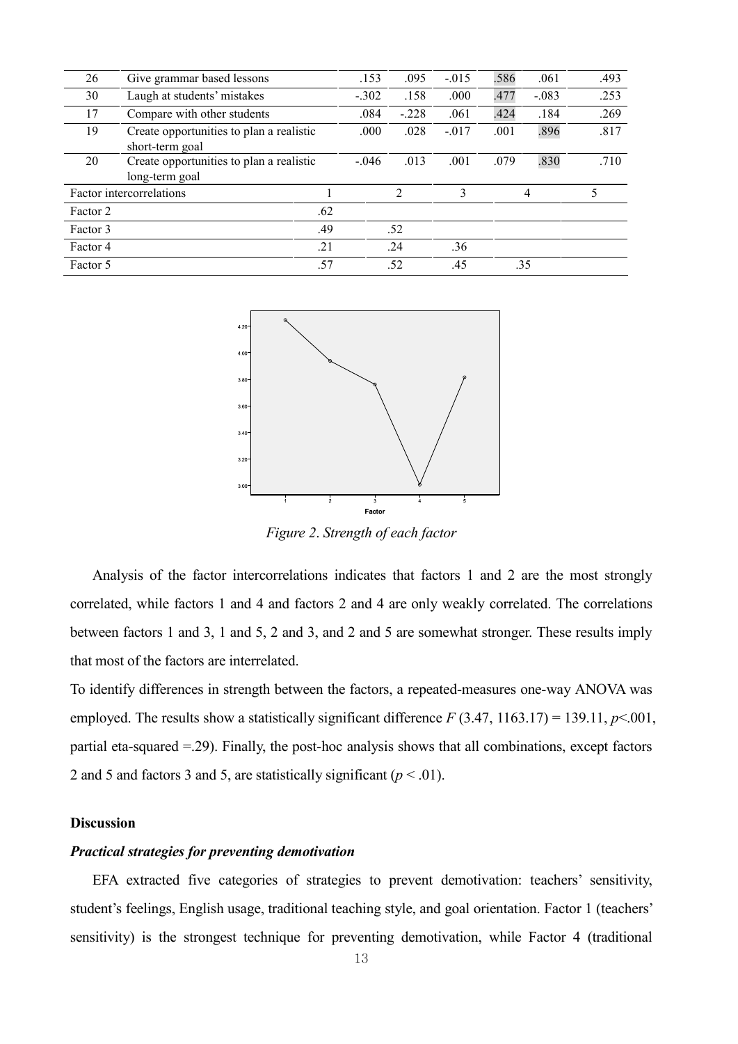| | | | | | | | |
|---|---|---|---|---|---|---|---|
| 26 | Give grammar based lessons | .153 | .095 | -.015 | .586 | .061 | .493 |
| 30 | Laugh at students' mistakes | -.302 | .158 | .000 | .477 | -.083 | .253 |
| 17 | Compare with other students | .084 | -.228 | .061 | .424 | .184 | .269 |
| 19 | Create opportunities to plan a realistic short-term goal | .000 | .028 | -.017 | .001 | .896 | .817 |
| 20 | Create opportunities to plan a realistic long-term goal | -.046 | .013 | .001 | .079 | .830 | .710 |
| Factor intercorrelations | | 1 | 2 | 3 | 4 | 5 | |
| Factor 2 | | .62 | | | | | |
| Factor 3 | | .49 | .52 | | | | |
| Factor 4 | | .21 | .24 | .36 | | | |
| Factor 5 | | .57 | .52 | .45 | .35 | | |

*Figure 2. Strength of each factor*

Analysis of the factor intercorrelations indicates that factors 1 and 2 are the most strongly correlated, while factors 1 and 4 and factors 2 and 4 are only weakly correlated. The correlations between factors 1 and 3, 1 and 5, 2 and 3, and 2 and 5 are somewhat stronger. These results imply that most of the factors are interrelated.

To identify differences in strength between the factors, a repeated-measures one-way ANOVA was employed. The results show a statistically significant difference $F$ (3.47, 1163.17) = 139.11, $p<.001$, partial eta-squared =.29). Finally, the post-hoc analysis shows that all combinations, except factors 2 and 5 and factors 3 and 5, are statistically significant ($p < .01$).

### Discussion

#### *Practical strategies for preventing demotivation*

EFA extracted five categories of strategies to prevent demotivation: teachers' sensitivity, student's feelings, English usage, traditional teaching style, and goal orientation. Factor 1 (teachers' sensitivity) is the strongest technique for preventing demotivation, while Factor 4 (traditional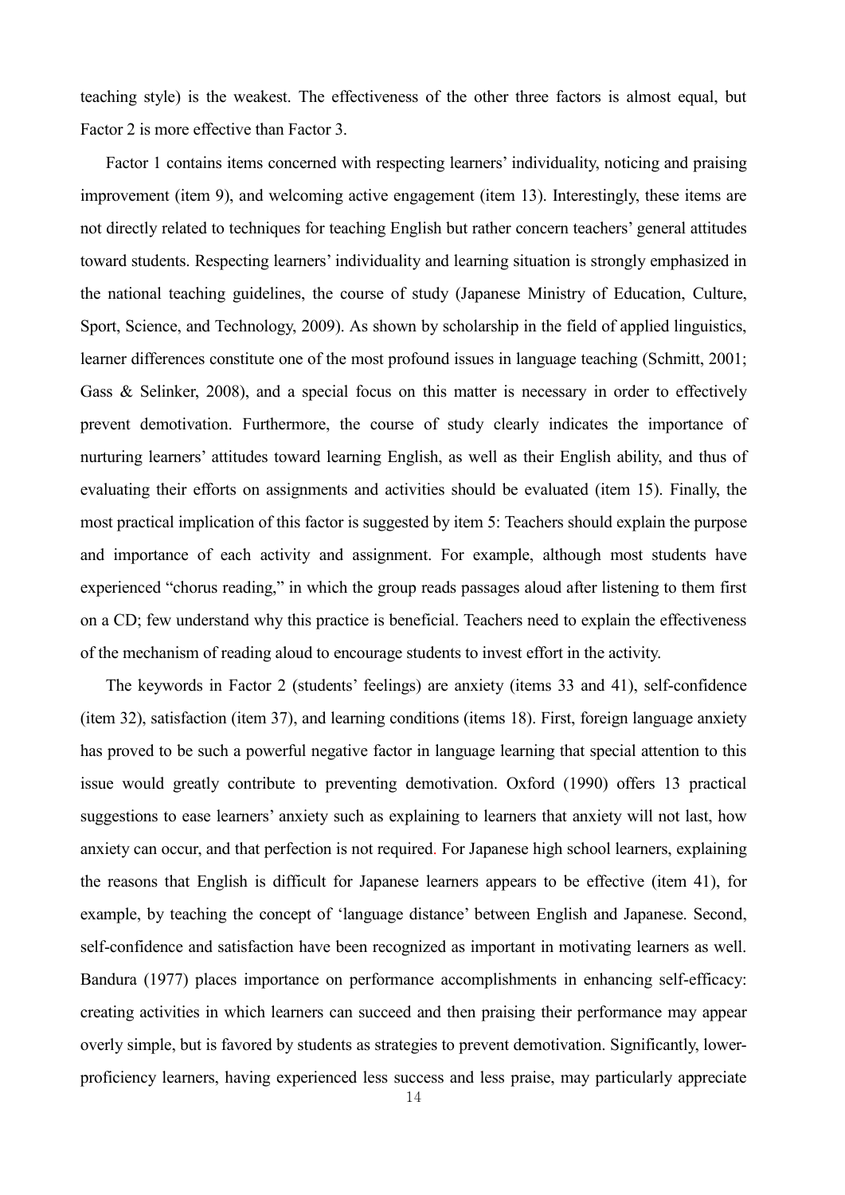teaching style) is the weakest. The effectiveness of the other three factors is almost equal, but Factor 2 is more effective than Factor 3.

Factor 1 contains items concerned with respecting learners' individuality, noticing and praising improvement (item 9), and welcoming active engagement (item 13). Interestingly, these items are not directly related to techniques for teaching English but rather concern teachers' general attitudes toward students. Respecting learners' individuality and learning situation is strongly emphasized in the national teaching guidelines, the course of study (Japanese Ministry of Education, Culture, Sport, Science, and Technology, 2009). As shown by scholarship in the field of applied linguistics, learner differences constitute one of the most profound issues in language teaching (Schmitt, 2001; Gass & Selinker, 2008), and a special focus on this matter is necessary in order to effectively prevent demotivation. Furthermore, the course of study clearly indicates the importance of nurturing learners' attitudes toward learning English, as well as their English ability, and thus of evaluating their efforts on assignments and activities should be evaluated (item 15). Finally, the most practical implication of this factor is suggested by item 5: Teachers should explain the purpose and importance of each activity and assignment. For example, although most students have experienced "chorus reading," in which the group reads passages aloud after listening to them first on a CD; few understand why this practice is beneficial. Teachers need to explain the effectiveness of the mechanism of reading aloud to encourage students to invest effort in the activity.

The keywords in Factor 2 (students' feelings) are anxiety (items 33 and 41), self-confidence (item 32), satisfaction (item 37), and learning conditions (items 18). First, foreign language anxiety has proved to be such a powerful negative factor in language learning that special attention to this issue would greatly contribute to preventing demotivation. Oxford (1990) offers 13 practical suggestions to ease learners' anxiety such as explaining to learners that anxiety will not last, how anxiety can occur, and that perfection is not required. For Japanese high school learners, explaining the reasons that English is difficult for Japanese learners appears to be effective (item 41), for example, by teaching the concept of 'language distance' between English and Japanese. Second, self-confidence and satisfaction have been recognized as important in motivating learners as well. Bandura (1977) places importance on performance accomplishments in enhancing self-efficacy: creating activities in which learners can succeed and then praising their performance may appear overly simple, but is favored by students as strategies to prevent demotivation. Significantly, lower-proficiency learners, having experienced less success and less praise, may particularly appreciate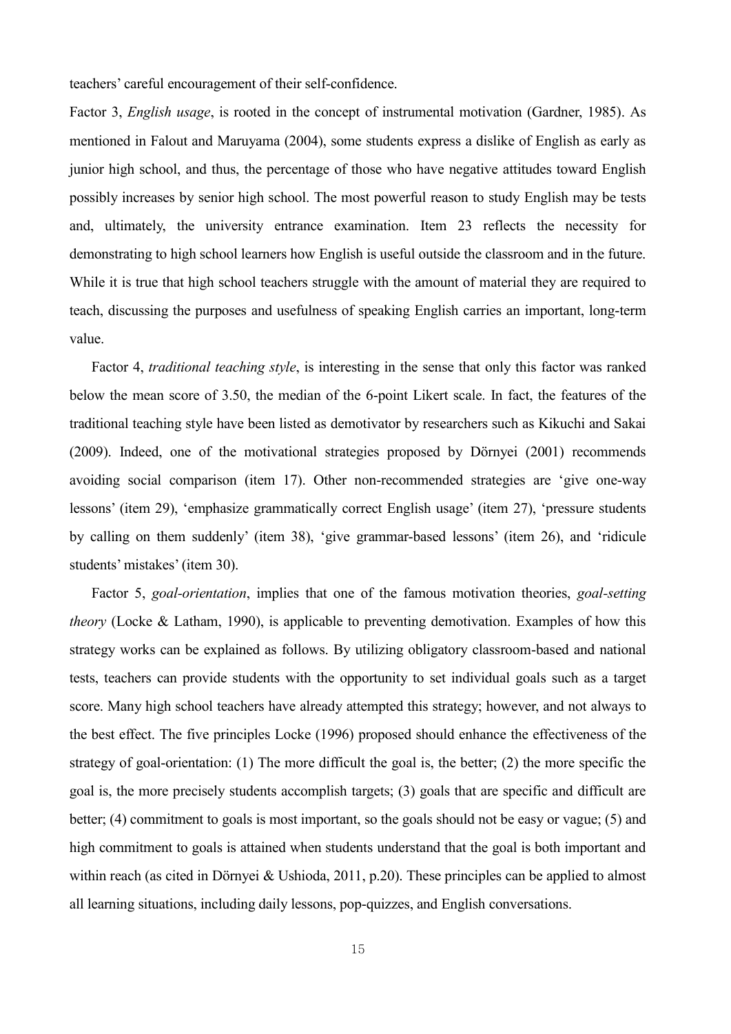teachers' careful encouragement of their self-confidence.

Factor 3, *English usage*, is rooted in the concept of instrumental motivation (Gardner, 1985). As mentioned in Falout and Maruyama (2004), some students express a dislike of English as early as junior high school, and thus, the percentage of those who have negative attitudes toward English possibly increases by senior high school. The most powerful reason to study English may be tests and, ultimately, the university entrance examination. Item 23 reflects the necessity for demonstrating to high school learners how English is useful outside the classroom and in the future. While it is true that high school teachers struggle with the amount of material they are required to teach, discussing the purposes and usefulness of speaking English carries an important, long-term value.

Factor 4, *traditional teaching style*, is interesting in the sense that only this factor was ranked below the mean score of 3.50, the median of the 6-point Likert scale. In fact, the features of the traditional teaching style have been listed as demotivator by researchers such as Kikuchi and Sakai (2009). Indeed, one of the motivational strategies proposed by Dörnyei (2001) recommends avoiding social comparison (item 17). Other non-recommended strategies are 'give one-way lessons' (item 29), 'emphasize grammatically correct English usage' (item 27), 'pressure students by calling on them suddenly' (item 38), 'give grammar-based lessons' (item 26), and 'ridicule students' mistakes' (item 30).

Factor 5, *goal-orientation*, implies that one of the famous motivation theories, *goal-setting theory* (Locke & Latham, 1990), is applicable to preventing demotivation. Examples of how this strategy works can be explained as follows. By utilizing obligatory classroom-based and national tests, teachers can provide students with the opportunity to set individual goals such as a target score. Many high school teachers have already attempted this strategy; however, and not always to the best effect. The five principles Locke (1996) proposed should enhance the effectiveness of the strategy of goal-orientation: (1) The more difficult the goal is, the better; (2) the more specific the goal is, the more precisely students accomplish targets; (3) goals that are specific and difficult are better; (4) commitment to goals is most important, so the goals should not be easy or vague; (5) and high commitment to goals is attained when students understand that the goal is both important and within reach (as cited in Dörnyei & Ushioda, 2011, p.20). These principles can be applied to almost all learning situations, including daily lessons, pop-quizzes, and English conversations.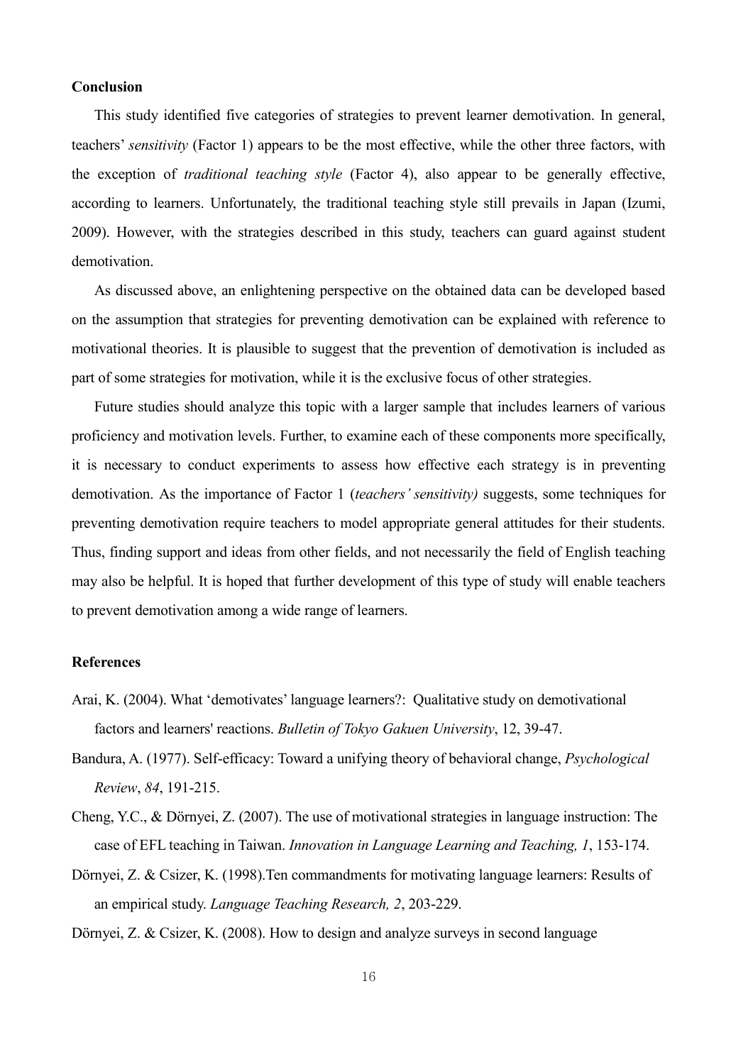## Conclusion

This study identified five categories of strategies to prevent learner demotivation. In general, teachers' *sensitivity* (Factor 1) appears to be the most effective, while the other three factors, with the exception of *traditional teaching style* (Factor 4), also appear to be generally effective, according to learners. Unfortunately, the traditional teaching style still prevails in Japan (Izumi, 2009). However, with the strategies described in this study, teachers can guard against student demotivation.

As discussed above, an enlightening perspective on the obtained data can be developed based on the assumption that strategies for preventing demotivation can be explained with reference to motivational theories. It is plausible to suggest that the prevention of demotivation is included as part of some strategies for motivation, while it is the exclusive focus of other strategies.

Future studies should analyze this topic with a larger sample that includes learners of various proficiency and motivation levels. Further, to examine each of these components more specifically, it is necessary to conduct experiments to assess how effective each strategy is in preventing demotivation. As the importance of Factor 1 (*teachers' sensitivity)* suggests, some techniques for preventing demotivation require teachers to model appropriate general attitudes for their students. Thus, finding support and ideas from other fields, and not necessarily the field of English teaching may also be helpful. It is hoped that further development of this type of study will enable teachers to prevent demotivation among a wide range of learners.

## References

Arai, K. (2004). What 'demotivates' language learners?: Qualitative study on demotivational factors and learners' reactions. *Bulletin of Tokyo Gakuen University*, 12, 39-47.

Bandura, A. (1977). Self-efficacy: Toward a unifying theory of behavioral change, *Psychological Review*, *84*, 191-215.

Cheng, Y.C., & Dörnyei, Z. (2007). The use of motivational strategies in language instruction: The case of EFL teaching in Taiwan. *Innovation in Language Learning and Teaching, 1*, 153-174.

Dörnyei, Z. & Csizer, K. (1998).Ten commandments for motivating language learners: Results of an empirical study. *Language Teaching Research, 2*, 203-229.

Dörnyei, Z. & Csizer, K. (2008). How to design and analyze surveys in second language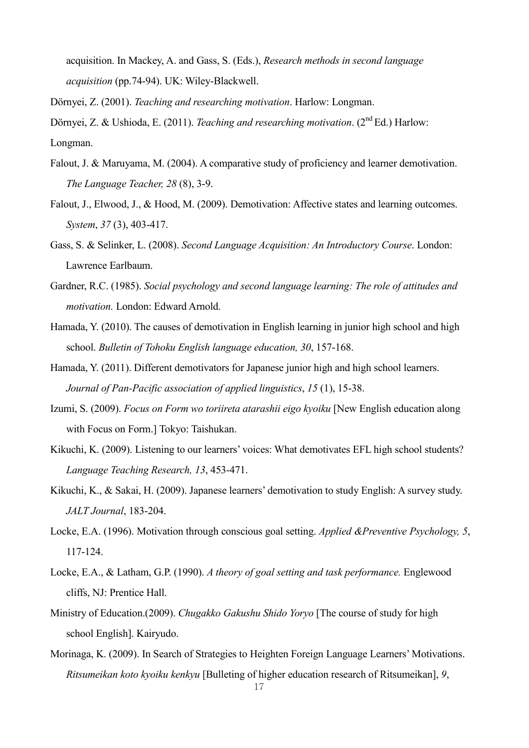acquisition. In Mackey, A. and Gass, S. (Eds.), *Research methods in second language acquisition* (pp.74-94). UK: Wiley-Blackwell.

Dörnyei, Z. (2001). *Teaching and researching motivation*. Harlow: Longman.

Dörnyei, Z. & Ushioda, E. (2011). *Teaching and researching motivation*. (2nd Ed.) Harlow: Longman.

Falout, J. & Maruyama, M. (2004). A comparative study of proficiency and learner demotivation. *The Language Teacher, 28* (8), 3-9.

Falout, J., Elwood, J., & Hood, M. (2009). Demotivation: Affective states and learning outcomes. *System*, *37* (3), 403-417.

Gass, S. & Selinker, L. (2008). *Second Language Acquisition: An Introductory Course*. London: Lawrence Earlbaum.

Gardner, R.C. (1985). *Social psychology and second language learning: The role of attitudes and motivation.* London: Edward Arnold.

Hamada, Y. (2010). The causes of demotivation in English learning in junior high school and high school. *Bulletin of Tohoku English language education, 30*, 157-168.

Hamada, Y. (2011). Different demotivators for Japanese junior high and high school learners. *Journal of Pan-Pacific association of applied linguistics*, *15* (1), 15-38.

Izumi, S. (2009). *Focus on Form wo toriireta atarashii eigo kyoiku* [New English education along with Focus on Form.] Tokyo: Taishukan.

Kikuchi, K. (2009). Listening to our learners' voices: What demotivates EFL high school students? *Language Teaching Research, 13*, 453-471.

Kikuchi, K., & Sakai, H. (2009). Japanese learners' demotivation to study English: A survey study. *JALT Journal*, 183-204.

Locke, E.A. (1996). Motivation through conscious goal setting. *Applied &Preventive Psychology, 5*, 117-124.

Locke, E.A., & Latham, G.P. (1990). *A theory of goal setting and task performance.* Englewood cliffs, NJ: Prentice Hall.

Ministry of Education.(2009). *Chugakko Gakushu Shido Yoryo* [The course of study for high school English]. Kairyudo.

Morinaga, K. (2009). In Search of Strategies to Heighten Foreign Language Learners' Motivations. *Ritsumeikan koto kyoiku kenkyu* [Bulleting of higher education research of Ritsumeikan], *9*,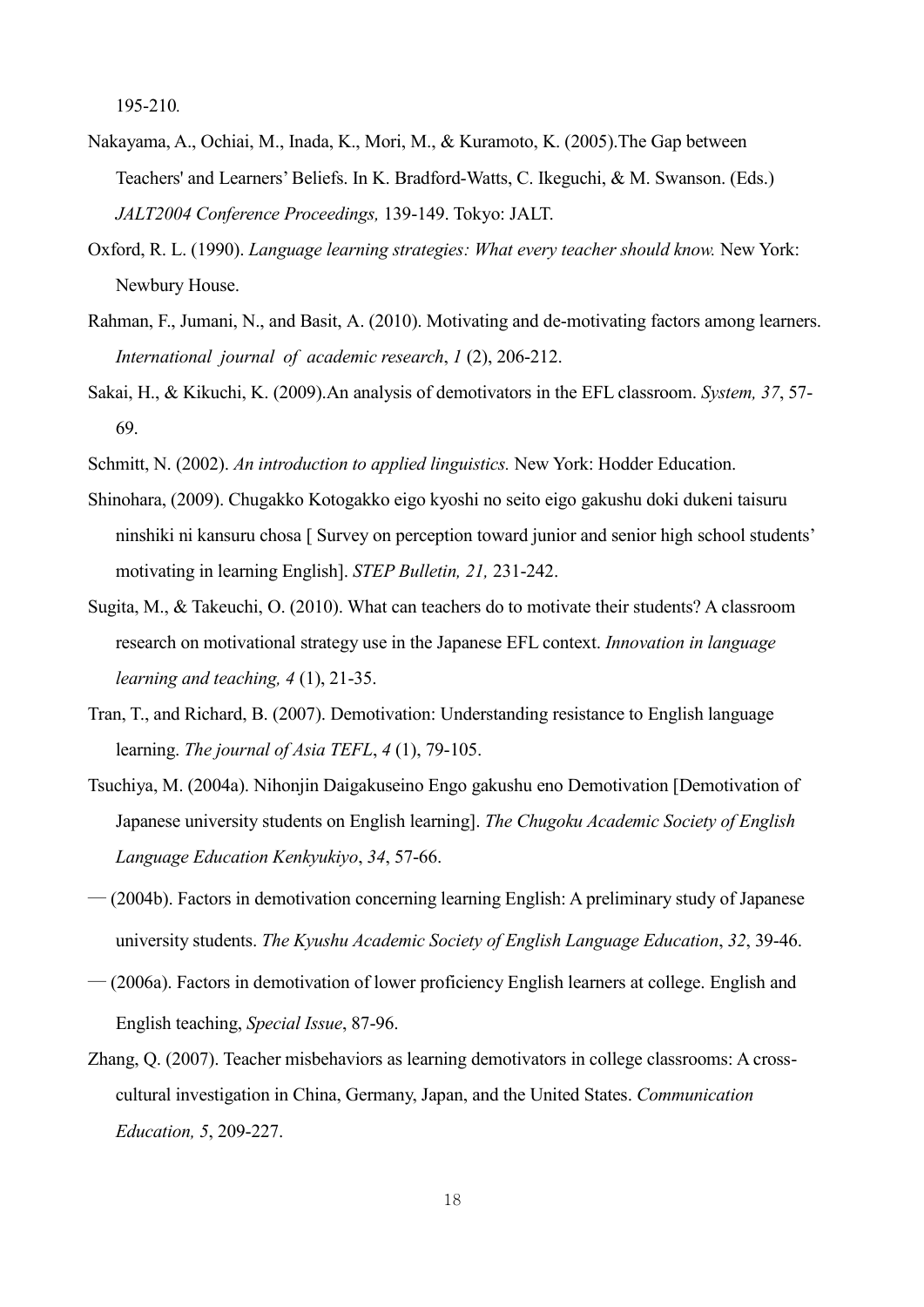195-210.

Nakayama, A., Ochiai, M., Inada, K., Mori, M., & Kuramoto, K. (2005).The Gap between Teachers' and Learners' Beliefs. In K. Bradford-Watts, C. Ikeguchi, & M. Swanson. (Eds.) *JALT2004 Conference Proceedings,* 139-149. Tokyo: JALT.

Oxford, R. L. (1990). *Language learning strategies: What every teacher should know.* New York: Newbury House.

Rahman, F., Jumani, N., and Basit, A. (2010). Motivating and de-motivating factors among learners. *International journal of academic research*, *1* (2), 206-212.

Sakai, H., & Kikuchi, K. (2009).An analysis of demotivators in the EFL classroom. *System, 37*, 57-69.

Schmitt, N. (2002). *An introduction to applied linguistics.* New York: Hodder Education.

Shinohara, (2009). Chugakko Kotogakko eigo kyoshi no seito eigo gakushu doki dukeni taisuru ninshiki ni kansuru chosa [ Survey on perception toward junior and senior high school students' motivating in learning English]. *STEP Bulletin, 21,* 231-242.

Sugita, M., & Takeuchi, O. (2010). What can teachers do to motivate their students? A classroom research on motivational strategy use in the Japanese EFL context. *Innovation in language learning and teaching, 4* (1), 21-35.

Tran, T., and Richard, B. (2007). Demotivation: Understanding resistance to English language learning. *The journal of Asia TEFL*, *4* (1), 79-105.

Tsuchiya, M. (2004a). Nihonjin Daigakuseino Engo gakushu eno Demotivation [Demotivation of Japanese university students on English learning]. *The Chugoku Academic Society of English Language Education Kenkyukiyo*, *34*, 57-66.

— (2004b). Factors in demotivation concerning learning English: A preliminary study of Japanese university students. *The Kyushu Academic Society of English Language Education*, *32*, 39-46.

— (2006a). Factors in demotivation of lower proficiency English learners at college. English and English teaching, *Special Issue*, 87-96.

Zhang, Q. (2007). Teacher misbehaviors as learning demotivators in college classrooms: A cross-cultural investigation in China, Germany, Japan, and the United States. *Communication Education, 5*, 209-227.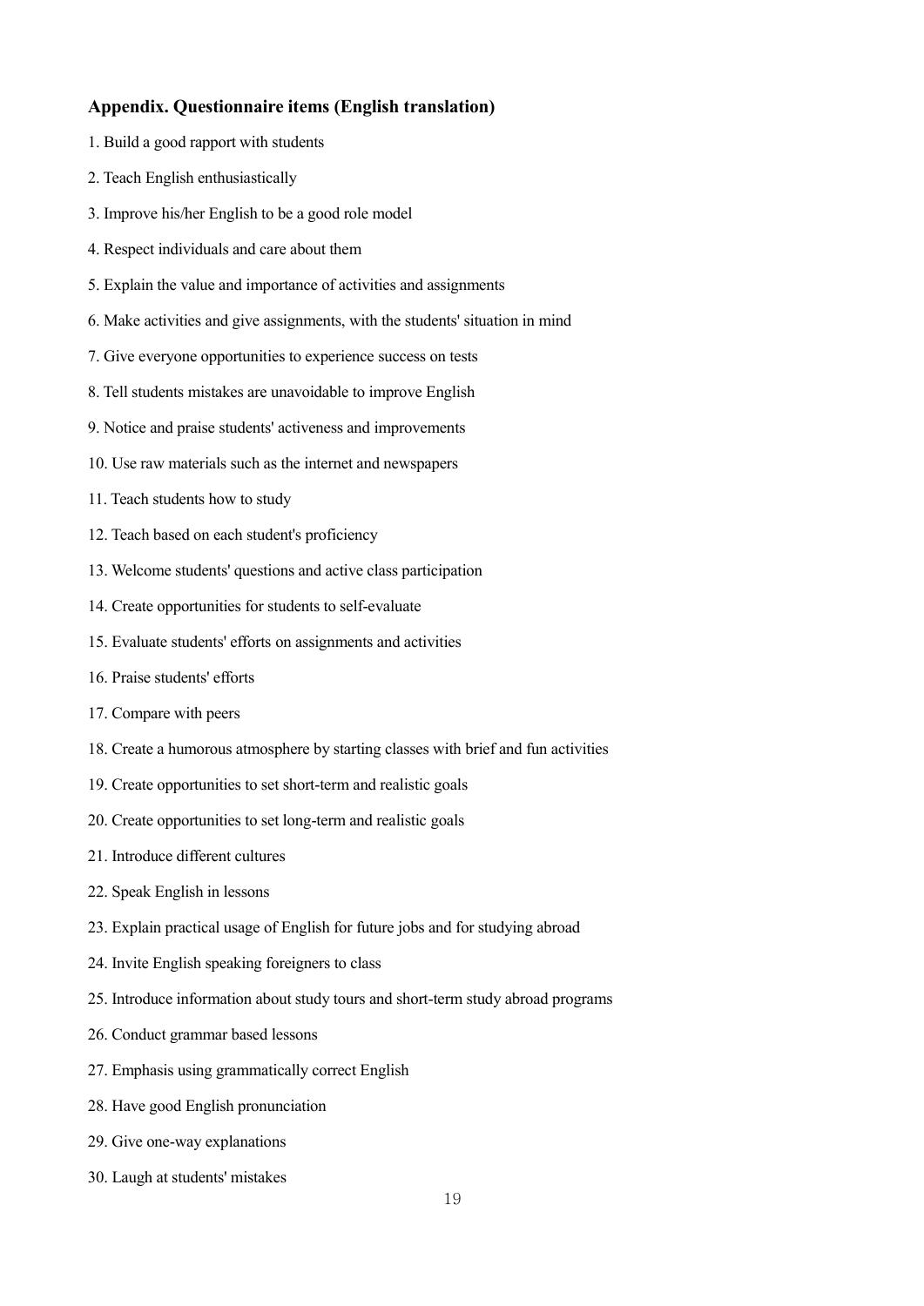### Appendix. Questionnaire items (English translation)

1. Build a good rapport with students
2. Teach English enthusiastically
3. Improve his/her English to be a good role model
4. Respect individuals and care about them
5. Explain the value and importance of activities and assignments
6. Make activities and give assignments, with the students' situation in mind
7. Give everyone opportunities to experience success on tests
8. Tell students mistakes are unavoidable to improve English
9. Notice and praise students' activeness and improvements
10. Use raw materials such as the internet and newspapers
11. Teach students how to study
12. Teach based on each student's proficiency
13. Welcome students' questions and active class participation
14. Create opportunities for students to self-evaluate
15. Evaluate students' efforts on assignments and activities
16. Praise students' efforts
17. Compare with peers
18. Create a humorous atmosphere by starting classes with brief and fun activities
19. Create opportunities to set short-term and realistic goals
20. Create opportunities to set long-term and realistic goals
21. Introduce different cultures
22. Speak English in lessons
23. Explain practical usage of English for future jobs and for studying abroad
24. Invite English speaking foreigners to class
25. Introduce information about study tours and short-term study abroad programs
26. Conduct grammar based lessons
27. Emphasis using grammatically correct English
28. Have good English pronunciation
29. Give one-way explanations
30. Laugh at students' mistakes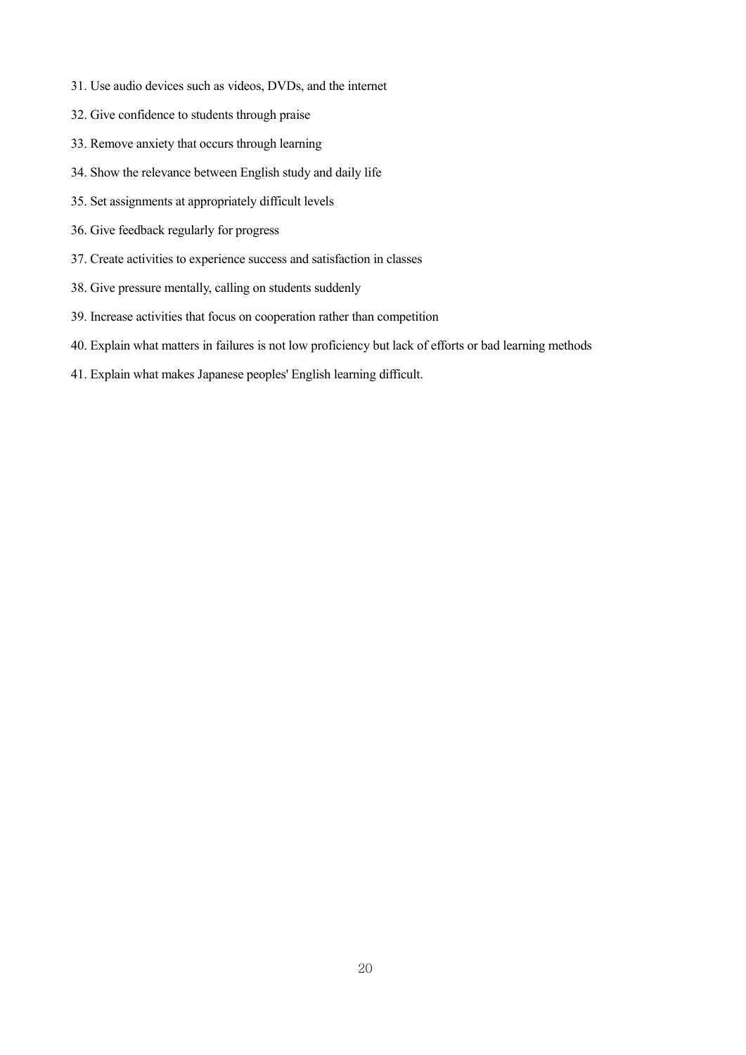31. Use audio devices such as videos, DVDs, and the internet
32. Give confidence to students through praise
33. Remove anxiety that occurs through learning
34. Show the relevance between English study and daily life
35. Set assignments at appropriately difficult levels
36. Give feedback regularly for progress
37. Create activities to experience success and satisfaction in classes
38. Give pressure mentally, calling on students suddenly
39. Increase activities that focus on cooperation rather than competition
40. Explain what matters in failures is not low proficiency but lack of efforts or bad learning methods
41. Explain what makes Japanese peoples' English learning difficult.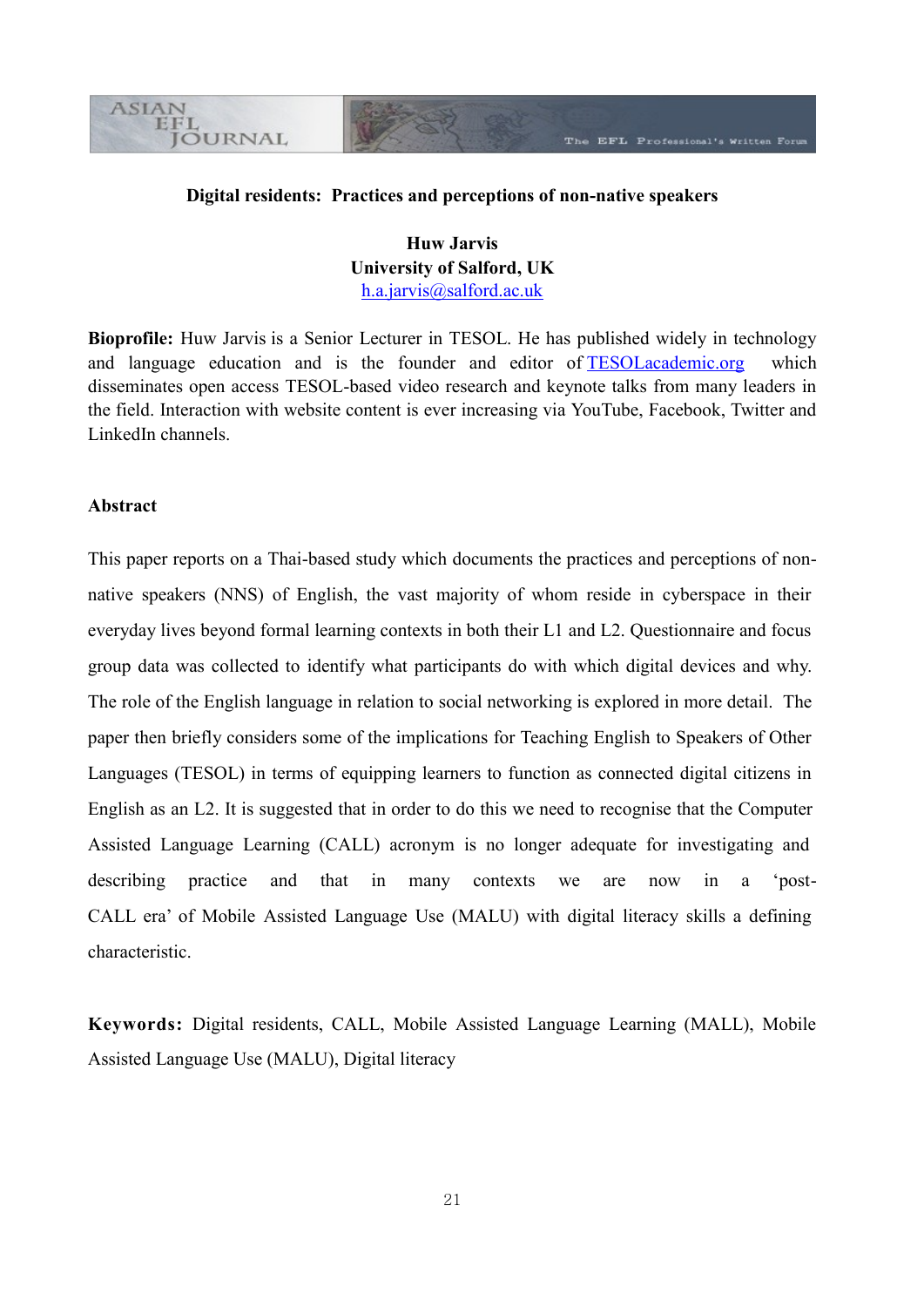# Digital residents: Practices and perceptions of non-native speakers

**Huw Jarvis**
**University of Salford, UK**
h.a.jarvis@salford.ac.uk

**Bioprofile:** Huw Jarvis is a Senior Lecturer in TESOL. He has published widely in technology and language education and is the founder and editor of TESOLacademic.org which disseminates open access TESOL-based video research and keynote talks from many leaders in the field. Interaction with website content is ever increasing via YouTube, Facebook, Twitter and LinkedIn channels.

## Abstract

This paper reports on a Thai-based study which documents the practices and perceptions of non-native speakers (NNS) of English, the vast majority of whom reside in cyberspace in their everyday lives beyond formal learning contexts in both their L1 and L2. Questionnaire and focus group data was collected to identify what participants do with which digital devices and why. The role of the English language in relation to social networking is explored in more detail. The paper then briefly considers some of the implications for Teaching English to Speakers of Other Languages (TESOL) in terms of equipping learners to function as connected digital citizens in English as an L2. It is suggested that in order to do this we need to recognise that the Computer Assisted Language Learning (CALL) acronym is no longer adequate for investigating and describing practice and that in many contexts we are now in a 'post-CALL era' of Mobile Assisted Language Use (MALU) with digital literacy skills a defining characteristic.

**Keywords:** Digital residents, CALL, Mobile Assisted Language Learning (MALL), Mobile Assisted Language Use (MALU), Digital literacy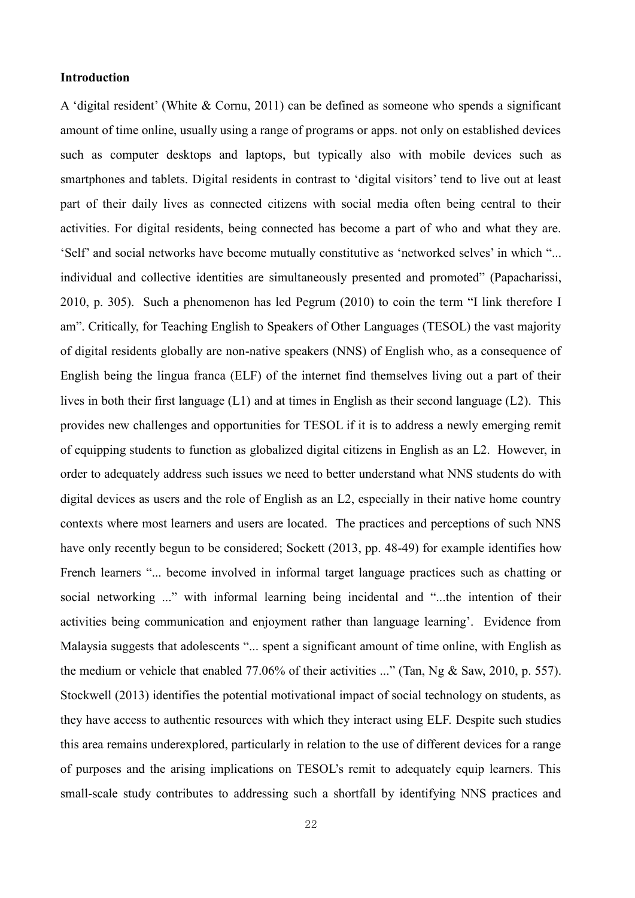**Introduction**

A 'digital resident' (White & Cornu, 2011) can be defined as someone who spends a significant amount of time online, usually using a range of programs or apps. not only on established devices such as computer desktops and laptops, but typically also with mobile devices such as smartphones and tablets. Digital residents in contrast to 'digital visitors' tend to live out at least part of their daily lives as connected citizens with social media often being central to their activities. For digital residents, being connected has become a part of who and what they are. 'Self' and social networks have become mutually constitutive as 'networked selves' in which "... individual and collective identities are simultaneously presented and promoted" (Papacharissi, 2010, p. 305). Such a phenomenon has led Pegrum (2010) to coin the term "I link therefore I am". Critically, for Teaching English to Speakers of Other Languages (TESOL) the vast majority of digital residents globally are non-native speakers (NNS) of English who, as a consequence of English being the lingua franca (ELF) of the internet find themselves living out a part of their lives in both their first language (L1) and at times in English as their second language (L2). This provides new challenges and opportunities for TESOL if it is to address a newly emerging remit of equipping students to function as globalized digital citizens in English as an L2. However, in order to adequately address such issues we need to better understand what NNS students do with digital devices as users and the role of English as an L2, especially in their native home country contexts where most learners and users are located. The practices and perceptions of such NNS have only recently begun to be considered; Sockett (2013, pp. 48-49) for example identifies how French learners "... become involved in informal target language practices such as chatting or social networking ..." with informal learning being incidental and "...the intention of their activities being communication and enjoyment rather than language learning'. Evidence from Malaysia suggests that adolescents "... spent a significant amount of time online, with English as the medium or vehicle that enabled 77.06% of their activities ..." (Tan, Ng & Saw, 2010, p. 557). Stockwell (2013) identifies the potential motivational impact of social technology on students, as they have access to authentic resources with which they interact using ELF. Despite such studies this area remains underexplored, particularly in relation to the use of different devices for a range of purposes and the arising implications on TESOL's remit to adequately equip learners. This small-scale study contributes to addressing such a shortfall by identifying NNS practices and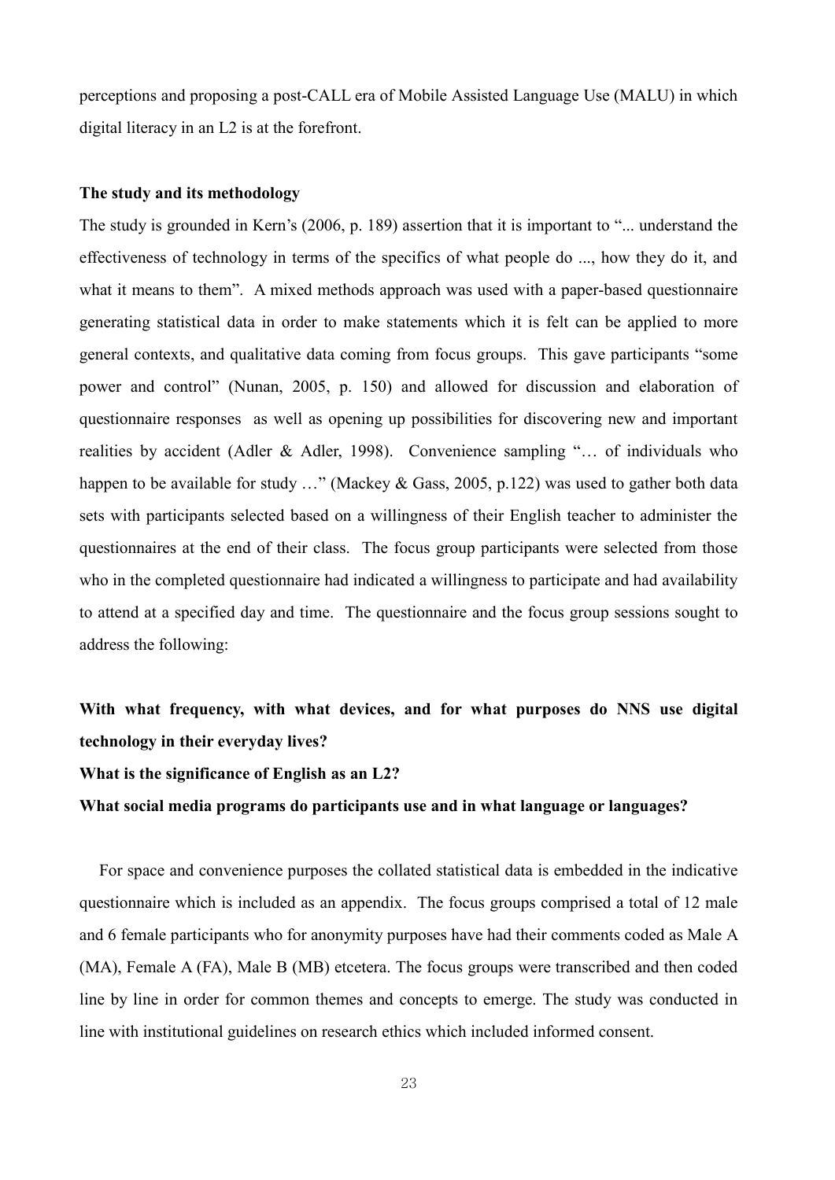perceptions and proposing a post-CALL era of Mobile Assisted Language Use (MALU) in which digital literacy in an L2 is at the forefront.

**The study and its methodology**

The study is grounded in Kern's (2006, p. 189) assertion that it is important to "... understand the effectiveness of technology in terms of the specifics of what people do ..., how they do it, and what it means to them". A mixed methods approach was used with a paper-based questionnaire generating statistical data in order to make statements which it is felt can be applied to more general contexts, and qualitative data coming from focus groups. This gave participants "some power and control" (Nunan, 2005, p. 150) and allowed for discussion and elaboration of questionnaire responses as well as opening up possibilities for discovering new and important realities by accident (Adler & Adler, 1998). Convenience sampling "… of individuals who happen to be available for study …" (Mackey & Gass, 2005, p.122) was used to gather both data sets with participants selected based on a willingness of their English teacher to administer the questionnaires at the end of their class. The focus group participants were selected from those who in the completed questionnaire had indicated a willingness to participate and had availability to attend at a specified day and time. The questionnaire and the focus group sessions sought to address the following:

**With what frequency, with what devices, and for what purposes do NNS use digital technology in their everyday lives?**

**What is the significance of English as an L2?**

**What social media programs do participants use and in what language or languages?**

For space and convenience purposes the collated statistical data is embedded in the indicative questionnaire which is included as an appendix. The focus groups comprised a total of 12 male and 6 female participants who for anonymity purposes have had their comments coded as Male A (MA), Female A (FA), Male B (MB) etcetera. The focus groups were transcribed and then coded line by line in order for common themes and concepts to emerge. The study was conducted in line with institutional guidelines on research ethics which included informed consent.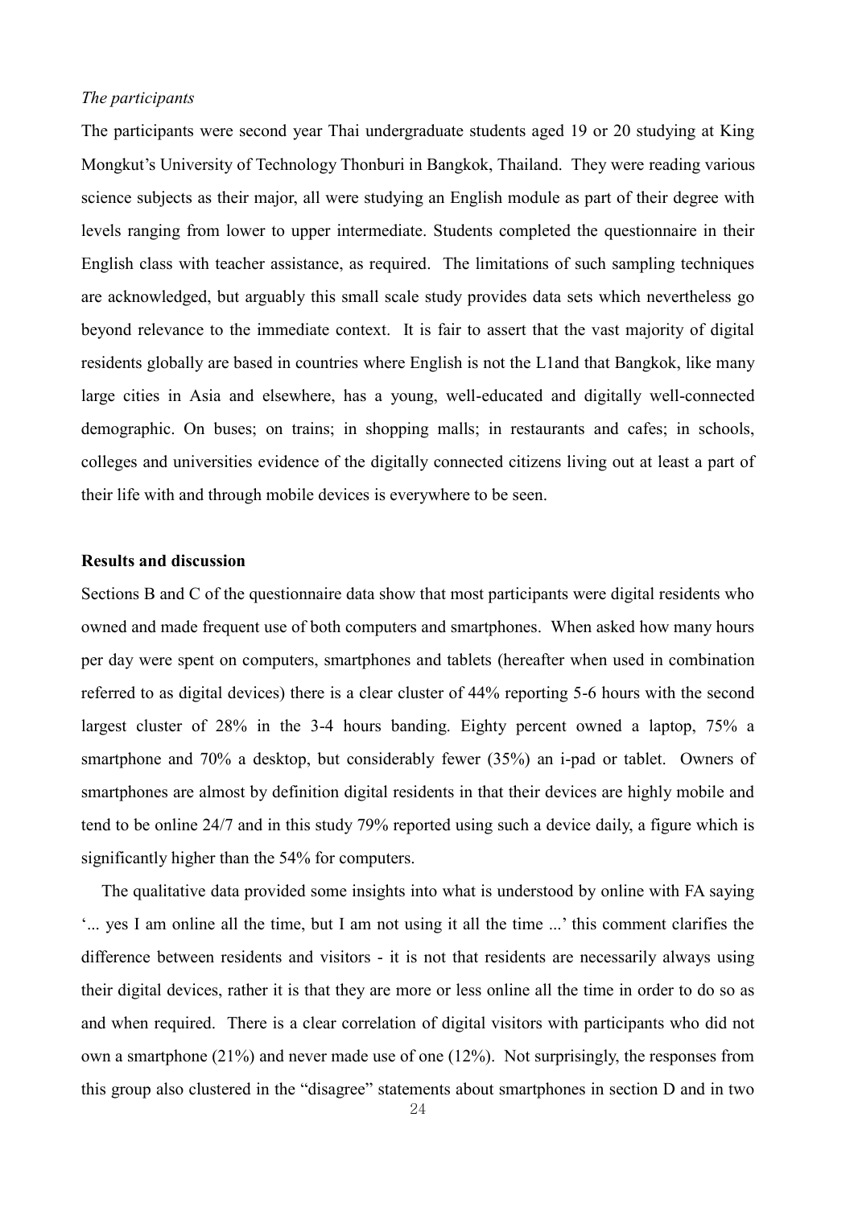*The participants*

The participants were second year Thai undergraduate students aged 19 or 20 studying at King Mongkut's University of Technology Thonburi in Bangkok, Thailand. They were reading various science subjects as their major, all were studying an English module as part of their degree with levels ranging from lower to upper intermediate. Students completed the questionnaire in their English class with teacher assistance, as required. The limitations of such sampling techniques are acknowledged, but arguably this small scale study provides data sets which nevertheless go beyond relevance to the immediate context. It is fair to assert that the vast majority of digital residents globally are based in countries where English is not the L1and that Bangkok, like many large cities in Asia and elsewhere, has a young, well-educated and digitally well-connected demographic. On buses; on trains; in shopping malls; in restaurants and cafes; in schools, colleges and universities evidence of the digitally connected citizens living out at least a part of their life with and through mobile devices is everywhere to be seen.

**Results and discussion**

Sections B and C of the questionnaire data show that most participants were digital residents who owned and made frequent use of both computers and smartphones. When asked how many hours per day were spent on computers, smartphones and tablets (hereafter when used in combination referred to as digital devices) there is a clear cluster of 44% reporting 5-6 hours with the second largest cluster of 28% in the 3-4 hours banding. Eighty percent owned a laptop, 75% a smartphone and 70% a desktop, but considerably fewer (35%) an i-pad or tablet. Owners of smartphones are almost by definition digital residents in that their devices are highly mobile and tend to be online 24/7 and in this study 79% reported using such a device daily, a figure which is significantly higher than the 54% for computers.

The qualitative data provided some insights into what is understood by online with FA saying '... yes I am online all the time, but I am not using it all the time ...' this comment clarifies the difference between residents and visitors - it is not that residents are necessarily always using their digital devices, rather it is that they are more or less online all the time in order to do so as and when required. There is a clear correlation of digital visitors with participants who did not own a smartphone (21%) and never made use of one (12%). Not surprisingly, the responses from this group also clustered in the "disagree" statements about smartphones in section D and in two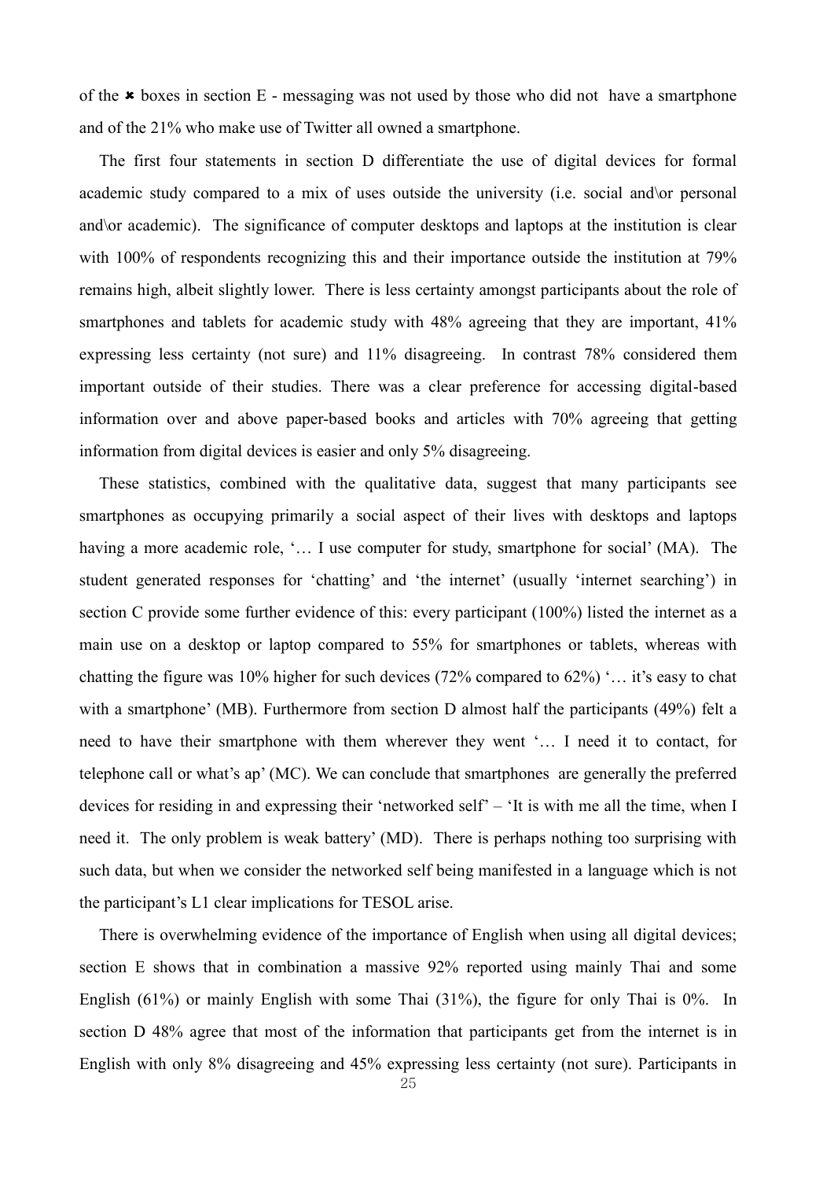of the ✖ boxes in section E - messaging was not used by those who did not have a smartphone and of the 21% who make use of Twitter all owned a smartphone.

The first four statements in section D differentiate the use of digital devices for formal academic study compared to a mix of uses outside the university (i.e. social and\or personal and\or academic). The significance of computer desktops and laptops at the institution is clear with 100% of respondents recognizing this and their importance outside the institution at 79% remains high, albeit slightly lower. There is less certainty amongst participants about the role of smartphones and tablets for academic study with 48% agreeing that they are important, 41% expressing less certainty (not sure) and 11% disagreeing. In contrast 78% considered them important outside of their studies. There was a clear preference for accessing digital-based information over and above paper-based books and articles with 70% agreeing that getting information from digital devices is easier and only 5% disagreeing.

These statistics, combined with the qualitative data, suggest that many participants see smartphones as occupying primarily a social aspect of their lives with desktops and laptops having a more academic role, '… I use computer for study, smartphone for social' (MA). The student generated responses for 'chatting' and 'the internet' (usually 'internet searching') in section C provide some further evidence of this: every participant (100%) listed the internet as a main use on a desktop or laptop compared to 55% for smartphones or tablets, whereas with chatting the figure was 10% higher for such devices (72% compared to 62%) '… it's easy to chat with a smartphone' (MB). Furthermore from section D almost half the participants (49%) felt a need to have their smartphone with them wherever they went '… I need it to contact, for telephone call or what's ap' (MC). We can conclude that smartphones are generally the preferred devices for residing in and expressing their 'networked self' – 'It is with me all the time, when I need it. The only problem is weak battery' (MD). There is perhaps nothing too surprising with such data, but when we consider the networked self being manifested in a language which is not the participant's L1 clear implications for TESOL arise.

There is overwhelming evidence of the importance of English when using all digital devices; section E shows that in combination a massive 92% reported using mainly Thai and some English (61%) or mainly English with some Thai (31%), the figure for only Thai is 0%. In section D 48% agree that most of the information that participants get from the internet is in English with only 8% disagreeing and 45% expressing less certainty (not sure). Participants in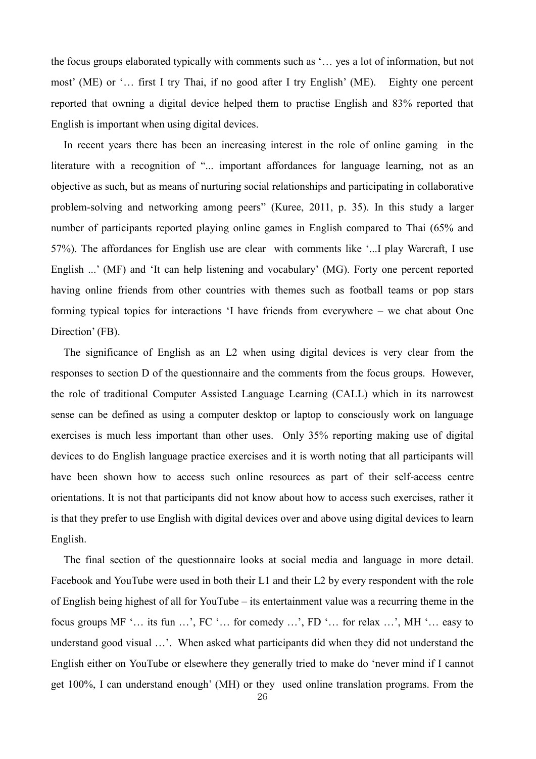the focus groups elaborated typically with comments such as '… yes a lot of information, but not most' (ME) or '… first I try Thai, if no good after I try English' (ME). Eighty one percent reported that owning a digital device helped them to practise English and 83% reported that English is important when using digital devices.

In recent years there has been an increasing interest in the role of online gaming in the literature with a recognition of "... important affordances for language learning, not as an objective as such, but as means of nurturing social relationships and participating in collaborative problem-solving and networking among peers" (Kuree, 2011, p. 35). In this study a larger number of participants reported playing online games in English compared to Thai (65% and 57%). The affordances for English use are clear with comments like '...I play Warcraft, I use English ...' (MF) and 'It can help listening and vocabulary' (MG). Forty one percent reported having online friends from other countries with themes such as football teams or pop stars forming typical topics for interactions 'I have friends from everywhere – we chat about One Direction' (FB).

The significance of English as an L2 when using digital devices is very clear from the responses to section D of the questionnaire and the comments from the focus groups. However, the role of traditional Computer Assisted Language Learning (CALL) which in its narrowest sense can be defined as using a computer desktop or laptop to consciously work on language exercises is much less important than other uses. Only 35% reporting making use of digital devices to do English language practice exercises and it is worth noting that all participants will have been shown how to access such online resources as part of their self-access centre orientations. It is not that participants did not know about how to access such exercises, rather it is that they prefer to use English with digital devices over and above using digital devices to learn English.

The final section of the questionnaire looks at social media and language in more detail. Facebook and YouTube were used in both their L1 and their L2 by every respondent with the role of English being highest of all for YouTube – its entertainment value was a recurring theme in the focus groups MF '… its fun …', FC '… for comedy …', FD '… for relax …', MH '… easy to understand good visual …'. When asked what participants did when they did not understand the English either on YouTube or elsewhere they generally tried to make do 'never mind if I cannot get 100%, I can understand enough' (MH) or they used online translation programs. From the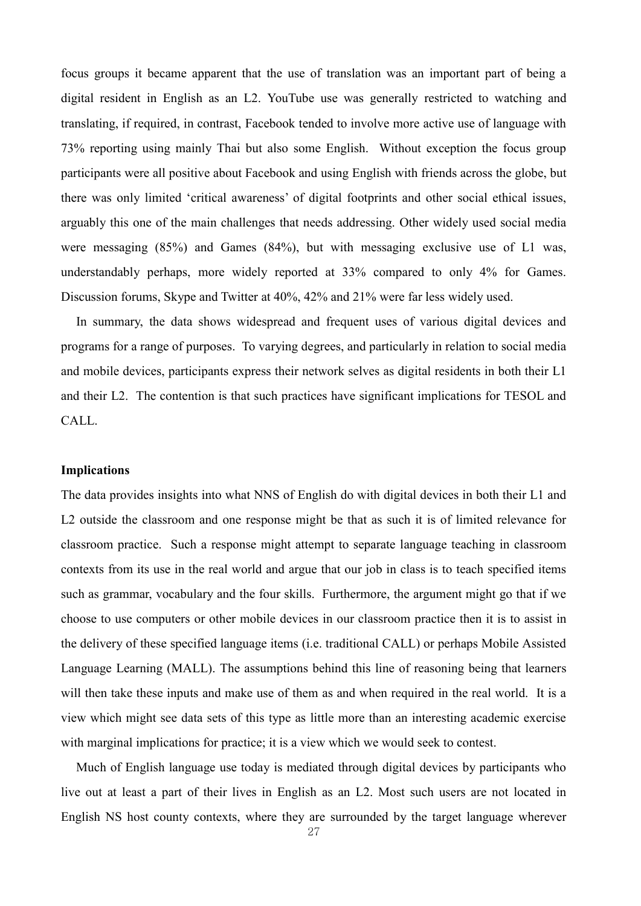focus groups it became apparent that the use of translation was an important part of being a digital resident in English as an L2. YouTube use was generally restricted to watching and translating, if required, in contrast, Facebook tended to involve more active use of language with 73% reporting using mainly Thai but also some English. Without exception the focus group participants were all positive about Facebook and using English with friends across the globe, but there was only limited 'critical awareness' of digital footprints and other social ethical issues, arguably this one of the main challenges that needs addressing. Other widely used social media were messaging (85%) and Games (84%), but with messaging exclusive use of L1 was, understandably perhaps, more widely reported at 33% compared to only 4% for Games. Discussion forums, Skype and Twitter at 40%, 42% and 21% were far less widely used.

In summary, the data shows widespread and frequent uses of various digital devices and programs for a range of purposes. To varying degrees, and particularly in relation to social media and mobile devices, participants express their network selves as digital residents in both their L1 and their L2. The contention is that such practices have significant implications for TESOL and CALL.

**Implications**

The data provides insights into what NNS of English do with digital devices in both their L1 and L2 outside the classroom and one response might be that as such it is of limited relevance for classroom practice. Such a response might attempt to separate language teaching in classroom contexts from its use in the real world and argue that our job in class is to teach specified items such as grammar, vocabulary and the four skills. Furthermore, the argument might go that if we choose to use computers or other mobile devices in our classroom practice then it is to assist in the delivery of these specified language items (i.e. traditional CALL) or perhaps Mobile Assisted Language Learning (MALL). The assumptions behind this line of reasoning being that learners will then take these inputs and make use of them as and when required in the real world. It is a view which might see data sets of this type as little more than an interesting academic exercise with marginal implications for practice; it is a view which we would seek to contest.

Much of English language use today is mediated through digital devices by participants who live out at least a part of their lives in English as an L2. Most such users are not located in English NS host county contexts, where they are surrounded by the target language wherever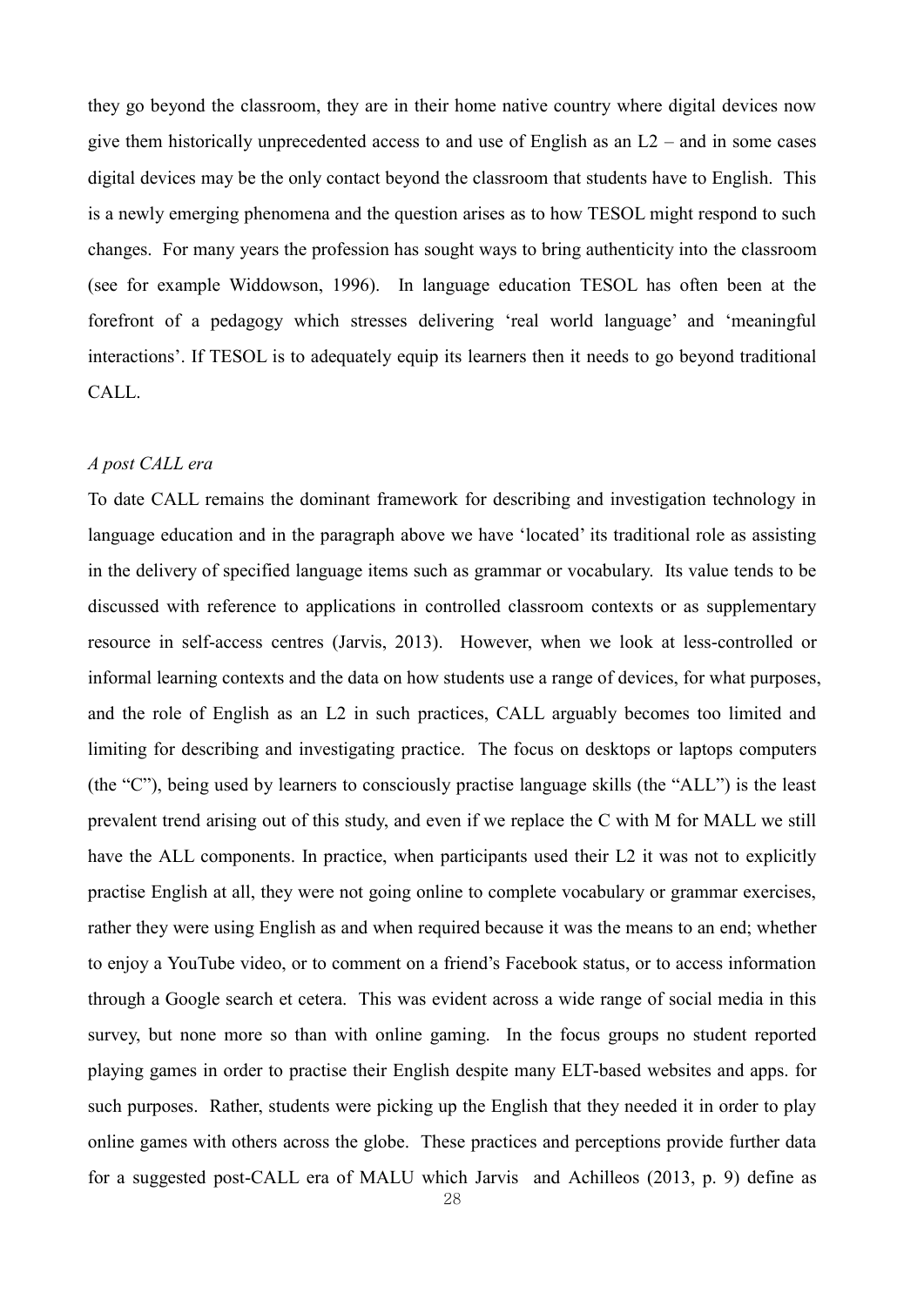they go beyond the classroom, they are in their home native country where digital devices now give them historically unprecedented access to and use of English as an L2 – and in some cases digital devices may be the only contact beyond the classroom that students have to English. This is a newly emerging phenomena and the question arises as to how TESOL might respond to such changes. For many years the profession has sought ways to bring authenticity into the classroom (see for example Widdowson, 1996). In language education TESOL has often been at the forefront of a pedagogy which stresses delivering 'real world language' and 'meaningful interactions'. If TESOL is to adequately equip its learners then it needs to go beyond traditional CALL.

*A post CALL era*

To date CALL remains the dominant framework for describing and investigation technology in language education and in the paragraph above we have 'located' its traditional role as assisting in the delivery of specified language items such as grammar or vocabulary. Its value tends to be discussed with reference to applications in controlled classroom contexts or as supplementary resource in self-access centres (Jarvis, 2013). However, when we look at less-controlled or informal learning contexts and the data on how students use a range of devices, for what purposes, and the role of English as an L2 in such practices, CALL arguably becomes too limited and limiting for describing and investigating practice. The focus on desktops or laptops computers (the "C"), being used by learners to consciously practise language skills (the "ALL") is the least prevalent trend arising out of this study, and even if we replace the C with M for MALL we still have the ALL components. In practice, when participants used their L2 it was not to explicitly practise English at all, they were not going online to complete vocabulary or grammar exercises, rather they were using English as and when required because it was the means to an end; whether to enjoy a YouTube video, or to comment on a friend's Facebook status, or to access information through a Google search et cetera. This was evident across a wide range of social media in this survey, but none more so than with online gaming. In the focus groups no student reported playing games in order to practise their English despite many ELT-based websites and apps. for such purposes. Rather, students were picking up the English that they needed it in order to play online games with others across the globe. These practices and perceptions provide further data for a suggested post-CALL era of MALU which Jarvis and Achilleos (2013, p. 9) define as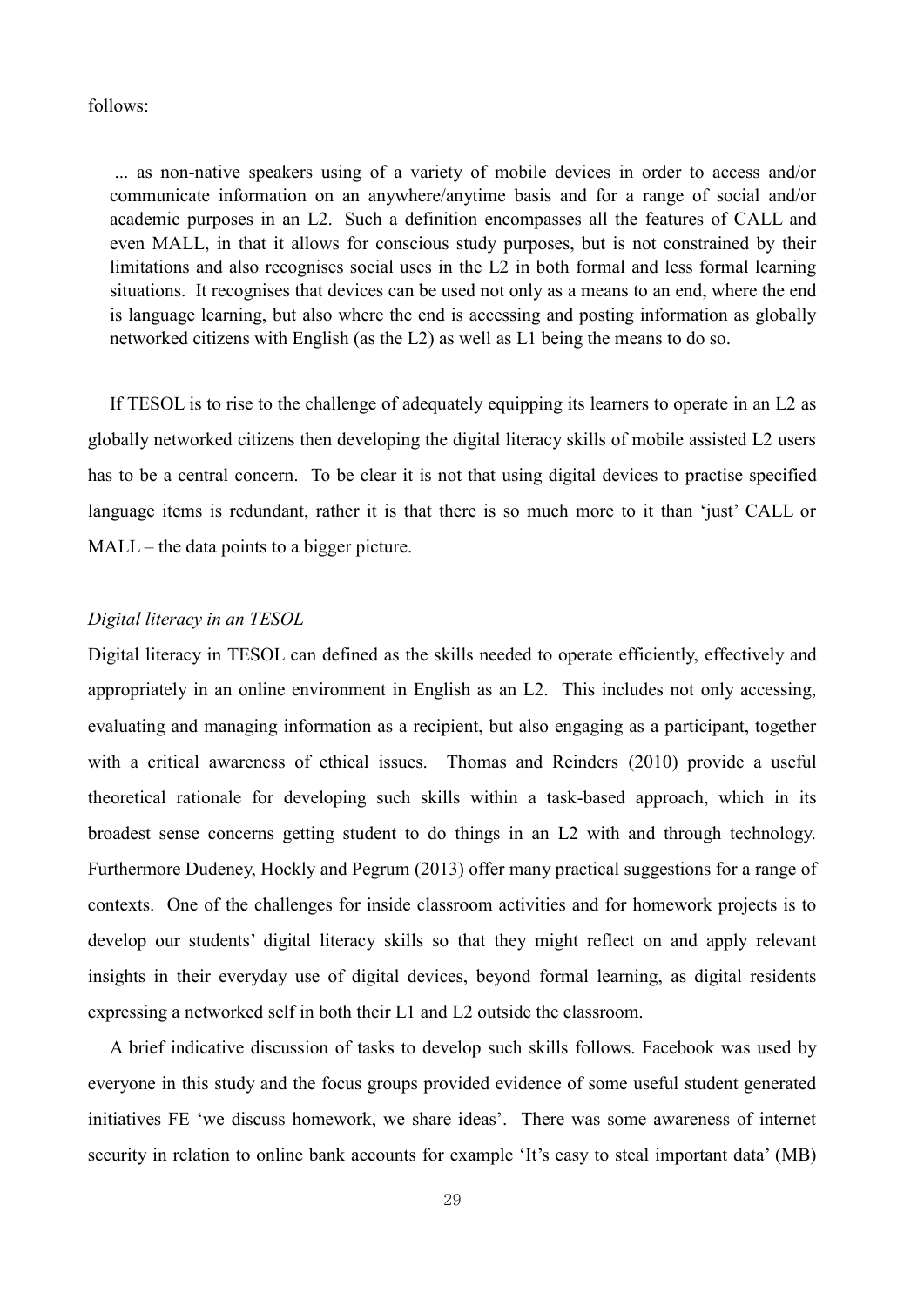follows:

> ... as non-native speakers using of a variety of mobile devices in order to access and/or communicate information on an anywhere/anytime basis and for a range of social and/or academic purposes in an L2. Such a definition encompasses all the features of CALL and even MALL, in that it allows for conscious study purposes, but is not constrained by their limitations and also recognises social uses in the L2 in both formal and less formal learning situations. It recognises that devices can be used not only as a means to an end, where the end is language learning, but also where the end is accessing and posting information as globally networked citizens with English (as the L2) as well as L1 being the means to do so.

If TESOL is to rise to the challenge of adequately equipping its learners to operate in an L2 as globally networked citizens then developing the digital literacy skills of mobile assisted L2 users has to be a central concern. To be clear it is not that using digital devices to practise specified language items is redundant, rather it is that there is so much more to it than 'just' CALL or MALL – the data points to a bigger picture.

*Digital literacy in an TESOL*

Digital literacy in TESOL can defined as the skills needed to operate efficiently, effectively and appropriately in an online environment in English as an L2. This includes not only accessing, evaluating and managing information as a recipient, but also engaging as a participant, together with a critical awareness of ethical issues. Thomas and Reinders (2010) provide a useful theoretical rationale for developing such skills within a task-based approach, which in its broadest sense concerns getting student to do things in an L2 with and through technology. Furthermore Dudeney, Hockly and Pegrum (2013) offer many practical suggestions for a range of contexts. One of the challenges for inside classroom activities and for homework projects is to develop our students' digital literacy skills so that they might reflect on and apply relevant insights in their everyday use of digital devices, beyond formal learning, as digital residents expressing a networked self in both their L1 and L2 outside the classroom.

A brief indicative discussion of tasks to develop such skills follows. Facebook was used by everyone in this study and the focus groups provided evidence of some useful student generated initiatives FE 'we discuss homework, we share ideas'. There was some awareness of internet security in relation to online bank accounts for example 'It's easy to steal important data' (MB)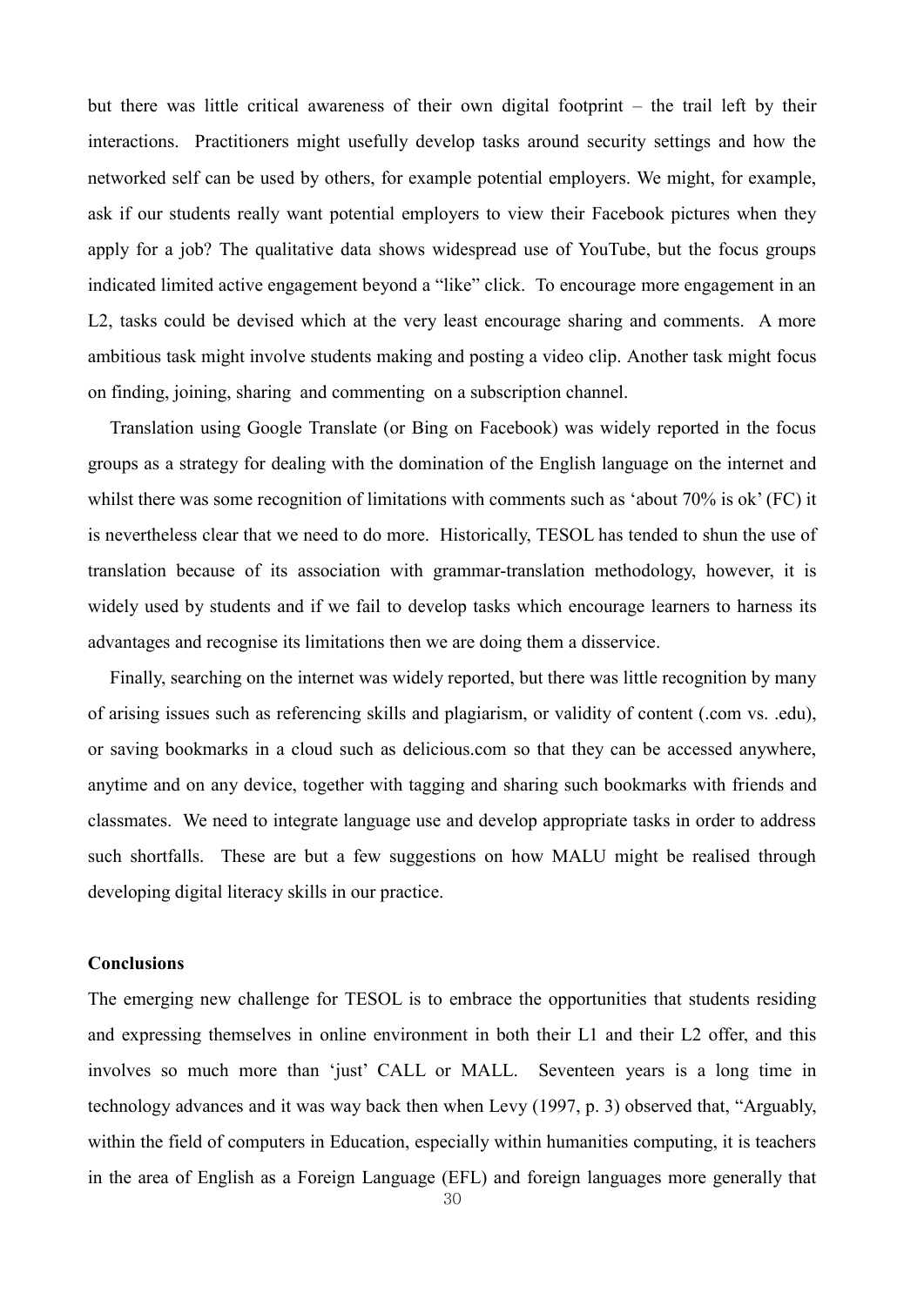but there was little critical awareness of their own digital footprint – the trail left by their interactions. Practitioners might usefully develop tasks around security settings and how the networked self can be used by others, for example potential employers. We might, for example, ask if our students really want potential employers to view their Facebook pictures when they apply for a job? The qualitative data shows widespread use of YouTube, but the focus groups indicated limited active engagement beyond a "like" click. To encourage more engagement in an L2, tasks could be devised which at the very least encourage sharing and comments. A more ambitious task might involve students making and posting a video clip. Another task might focus on finding, joining, sharing and commenting on a subscription channel.

Translation using Google Translate (or Bing on Facebook) was widely reported in the focus groups as a strategy for dealing with the domination of the English language on the internet and whilst there was some recognition of limitations with comments such as 'about 70% is ok' (FC) it is nevertheless clear that we need to do more. Historically, TESOL has tended to shun the use of translation because of its association with grammar-translation methodology, however, it is widely used by students and if we fail to develop tasks which encourage learners to harness its advantages and recognise its limitations then we are doing them a disservice.

Finally, searching on the internet was widely reported, but there was little recognition by many of arising issues such as referencing skills and plagiarism, or validity of content (.com vs. .edu), or saving bookmarks in a cloud such as delicious.com so that they can be accessed anywhere, anytime and on any device, together with tagging and sharing such bookmarks with friends and classmates. We need to integrate language use and develop appropriate tasks in order to address such shortfalls. These are but a few suggestions on how MALU might be realised through developing digital literacy skills in our practice.

**Conclusions**

The emerging new challenge for TESOL is to embrace the opportunities that students residing and expressing themselves in online environment in both their L1 and their L2 offer, and this involves so much more than 'just' CALL or MALL. Seventeen years is a long time in technology advances and it was way back then when Levy (1997, p. 3) observed that, "Arguably, within the field of computers in Education, especially within humanities computing, it is teachers in the area of English as a Foreign Language (EFL) and foreign languages more generally that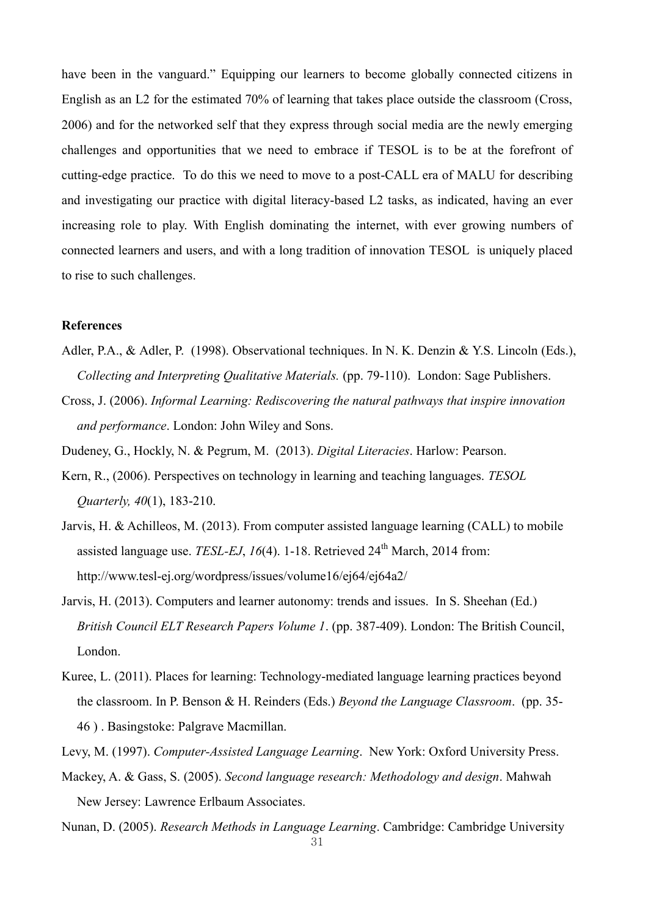have been in the vanguard." Equipping our learners to become globally connected citizens in English as an L2 for the estimated 70% of learning that takes place outside the classroom (Cross, 2006) and for the networked self that they express through social media are the newly emerging challenges and opportunities that we need to embrace if TESOL is to be at the forefront of cutting-edge practice. To do this we need to move to a post-CALL era of MALU for describing and investigating our practice with digital literacy-based L2 tasks, as indicated, having an ever increasing role to play. With English dominating the internet, with ever growing numbers of connected learners and users, and with a long tradition of innovation TESOL is uniquely placed to rise to such challenges.

**References**

Adler, P.A., & Adler, P. (1998). Observational techniques. In N. K. Denzin & Y.S. Lincoln (Eds.), *Collecting and Interpreting Qualitative Materials.* (pp. 79-110). London: Sage Publishers.

Cross, J. (2006). *Informal Learning: Rediscovering the natural pathways that inspire innovation and performance*. London: John Wiley and Sons.

Dudeney, G., Hockly, N. & Pegrum, M. (2013). *Digital Literacies*. Harlow: Pearson.

Kern, R., (2006). Perspectives on technology in learning and teaching languages. *TESOL Quarterly, 40*(1), 183-210.

Jarvis, H. & Achilleos, M. (2013). From computer assisted language learning (CALL) to mobile assisted language use. *TESL-EJ*, *16*(4). 1-18. Retrieved 24th March, 2014 from: http://www.tesl-ej.org/wordpress/issues/volume16/ej64/ej64a2/

Jarvis, H. (2013). Computers and learner autonomy: trends and issues. In S. Sheehan (Ed.) *British Council ELT Research Papers Volume 1*. (pp. 387-409). London: The British Council, London.

Kuree, L. (2011). Places for learning: Technology-mediated language learning practices beyond the classroom. In P. Benson & H. Reinders (Eds.) *Beyond the Language Classroom*. (pp. 35-46 ) . Basingstoke: Palgrave Macmillan.

Levy, M. (1997). *Computer-Assisted Language Learning*. New York: Oxford University Press.

Mackey, A. & Gass, S. (2005). *Second language research: Methodology and design*. Mahwah New Jersey: Lawrence Erlbaum Associates.

Nunan, D. (2005). *Research Methods in Language Learning*. Cambridge: Cambridge University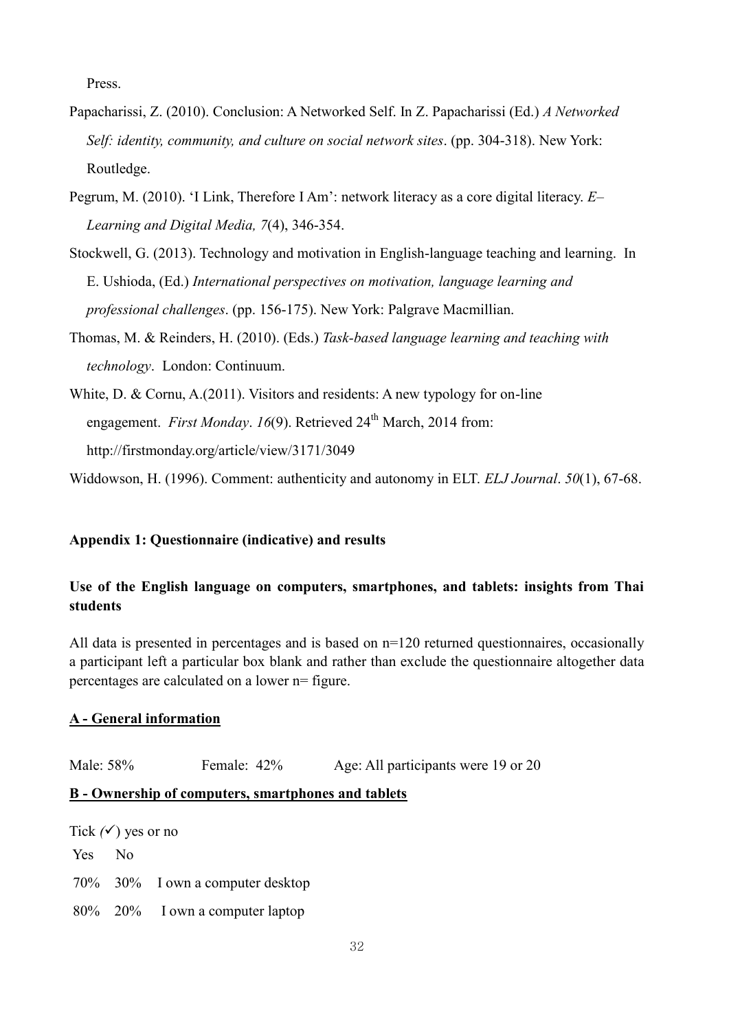Press.

Papacharissi, Z. (2010). Conclusion: A Networked Self. In Z. Papacharissi (Ed.) *A Networked Self: identity, community, and culture on social network sites*. (pp. 304-318). New York: Routledge.

Pegrum, M. (2010). 'I Link, Therefore I Am': network literacy as a core digital literacy. *E–Learning and Digital Media, 7*(4), 346-354.

Stockwell, G. (2013). Technology and motivation in English-language teaching and learning. In E. Ushioda, (Ed.) *International perspectives on motivation, language learning and professional challenges*. (pp. 156-175). New York: Palgrave Macmillian.

Thomas, M. & Reinders, H. (2010). (Eds.) *Task-based language learning and teaching with technology*. London: Continuum.

White, D. & Cornu, A.(2011). Visitors and residents: A new typology for on-line engagement. *First Monday*. *16*(9). Retrieved 24th March, 2014 from: http://firstmonday.org/article/view/3171/3049

Widdowson, H. (1996). Comment: authenticity and autonomy in ELT. *ELJ Journal*. *50*(1), 67-68.

**Appendix 1: Questionnaire (indicative) and results**

**Use of the English language on computers, smartphones, and tablets: insights from Thai students**

All data is presented in percentages and is based on n=120 returned questionnaires, occasionally a participant left a particular box blank and rather than exclude the questionnaire altogether data percentages are calculated on a lower n= figure.

**A - General information**

Male: 58% Female: 42% Age: All participants were 19 or 20

**B - Ownership of computers, smartphones and tablets**

Tick (✓) yes or no

| Yes | No | |
|---|---|---|
| 70% | 30% | I own a computer desktop |
| 80% | 20% | I own a computer laptop |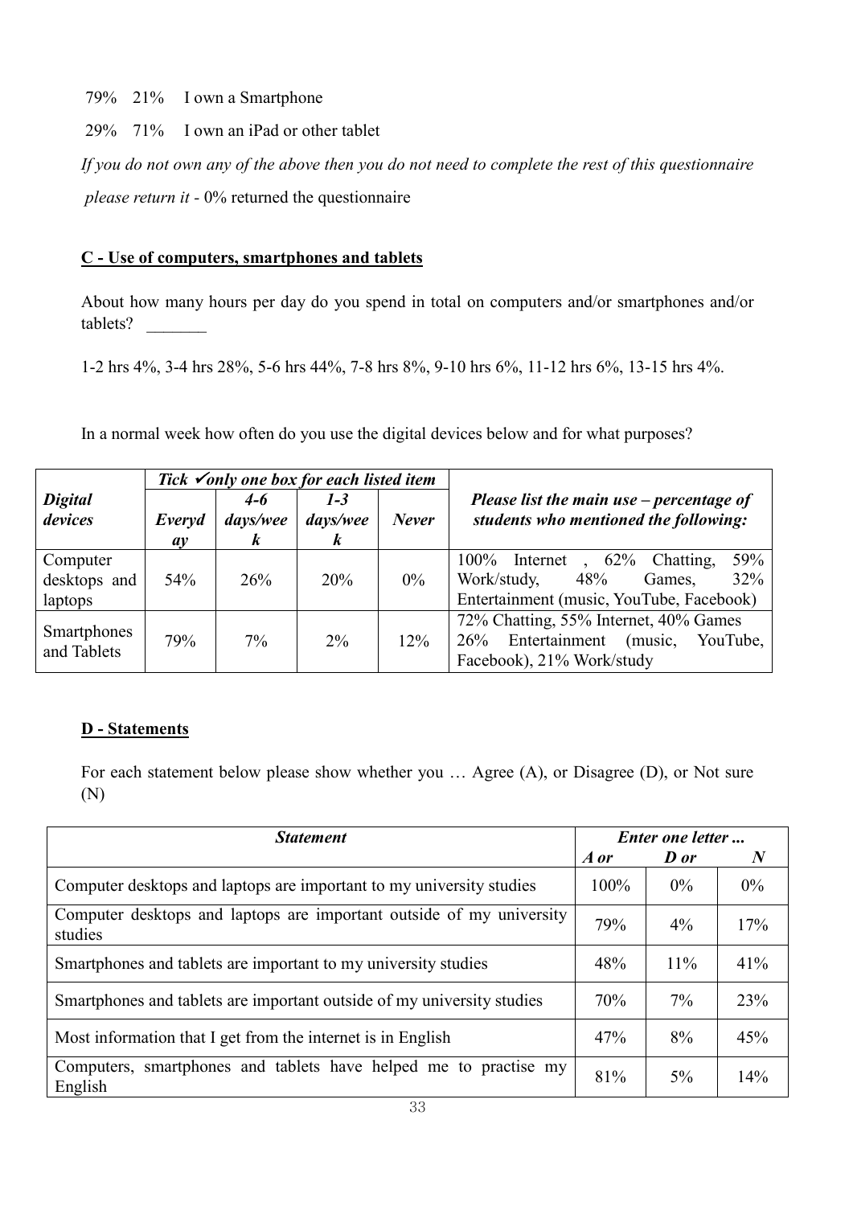79%   21%   I own a Smartphone

29%   71%   I own an iPad or other tablet

*If you do not own any of the above then you do not need to complete the rest of this questionnaire please return it* - 0% returned the questionnaire

## C - Use of computers, smartphones and tablets

About how many hours per day do you spend in total on computers and/or smartphones and/or tablets? _______

1-2 hrs 4%, 3-4 hrs 28%, 5-6 hrs 44%, 7-8 hrs 8%, 9-10 hrs 6%, 11-12 hrs 6%, 13-15 hrs 4%.

In a normal week how often do you use the digital devices below and for what purposes?

| ***Digital devices*** | ***Tick ✓only one box for each listed item*** | | | | ***Please list the main use – percentage of students who mentioned the following:*** |
|---|---|---|---|---|---|
| | ***Everyday*** | ***4-6 days/week*** | ***1-3 days/week*** | ***Never*** | |
| Computer desktops and laptops | 54% | 26% | 20% | 0% | 100% Internet , 62% Chatting, 59% Work/study, 48% Games, 32% Entertainment (music, YouTube, Facebook) |
| Smartphones and Tablets | 79% | 7% | 2% | 12% | 72% Chatting, 55% Internet, 40% Games 26% Entertainment (music, YouTube, Facebook), 21% Work/study |

## D - Statements

For each statement below please show whether you … Agree (A), or Disagree (D), or Not sure (N)

| ***Statement*** | ***Enter one letter ...*** | | |
|---|---|---|---|
| | ***A or*** | ***D or*** | ***N*** |
| Computer desktops and laptops are important to my university studies | 100% | 0% | 0% |
| Computer desktops and laptops are important outside of my university studies | 79% | 4% | 17% |
| Smartphones and tablets are important to my university studies | 48% | 11% | 41% |
| Smartphones and tablets are important outside of my university studies | 70% | 7% | 23% |
| Most information that I get from the internet is in English | 47% | 8% | 45% |
| Computers, smartphones and tablets have helped me to practise my English | 81% | 5% | 14% |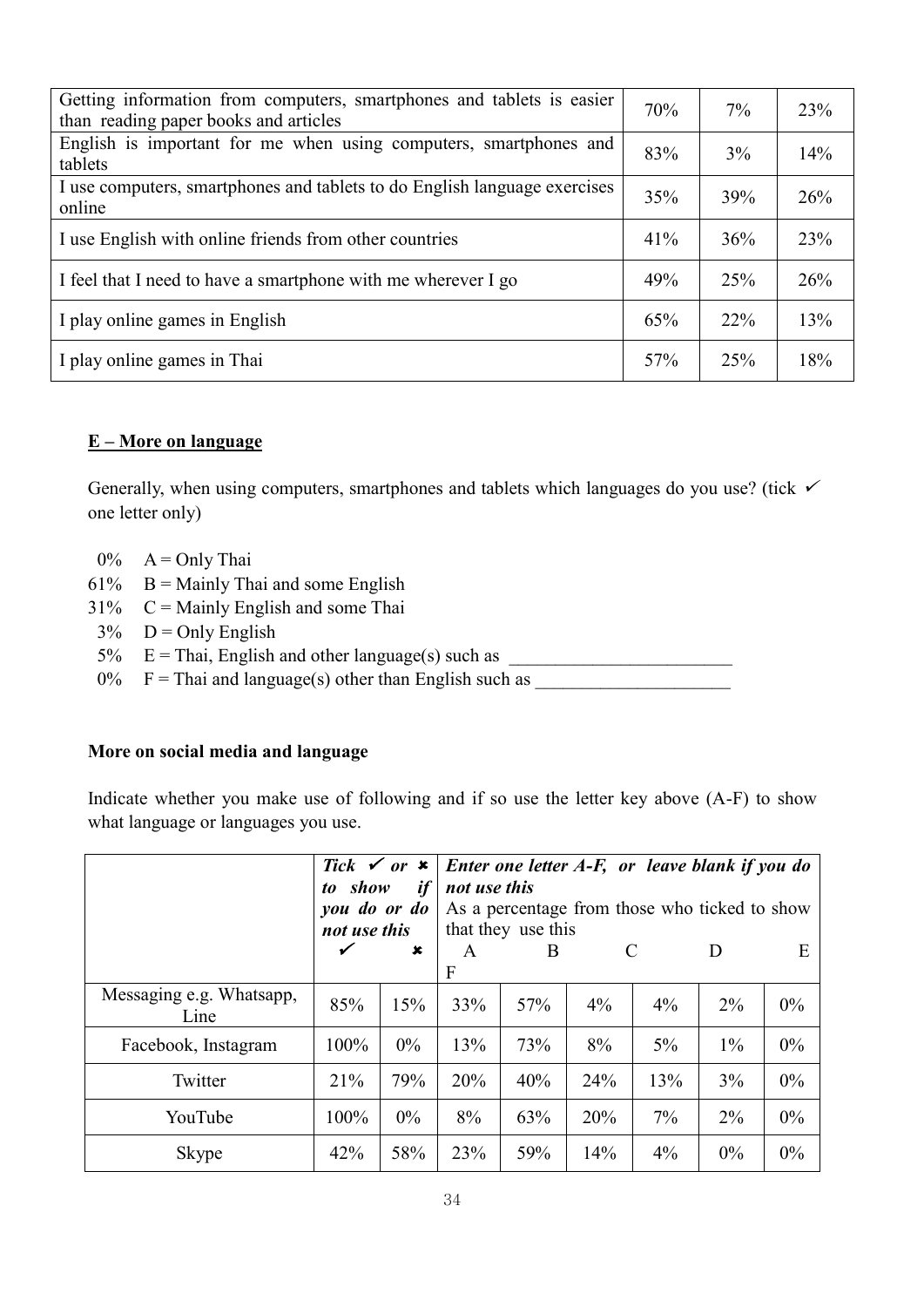| | | | |
|---|---|---|---|
| Getting information from computers, smartphones and tablets is easier than reading paper books and articles | 70% | 7% | 23% |
| English is important for me when using computers, smartphones and tablets | 83% | 3% | 14% |
| I use computers, smartphones and tablets to do English language exercises online | 35% | 39% | 26% |
| I use English with online friends from other countries | 41% | 36% | 23% |
| I feel that I need to have a smartphone with me wherever I go | 49% | 25% | 26% |
| I play online games in English | 65% | 22% | 13% |
| I play online games in Thai | 57% | 25% | 18% |

**E – More on language**

Generally, when using computers, smartphones and tablets which languages do you use? (tick ✓ one letter only)

0% A = Only Thai
61% B = Mainly Thai and some English
31% C = Mainly English and some Thai
3% D = Only English
5% E = Thai, English and other language(s) such as ________________________
0% F = Thai and language(s) other than English such as _____________________

**More on social media and language**

Indicate whether you make use of following and if so use the letter key above (A-F) to show what language or languages you use.

| | ***Tick ✓ or ✖ to show if you do or do not use this*** | | ***Enter one letter A-F, or leave blank if you do not use this*** As a percentage from those who ticked to show that they use this | | | | | |
|---|---|---|---|---|---|---|---|---|
| | ✓ | ✖ | A | B | C | D | E | F |
| Messaging e.g. Whatsapp, Line | 85% | 15% | 33% | 57% | 4% | 4% | 2% | 0% |
| Facebook, Instagram | 100% | 0% | 13% | 73% | 8% | 5% | 1% | 0% |
| Twitter | 21% | 79% | 20% | 40% | 24% | 13% | 3% | 0% |
| YouTube | 100% | 0% | 8% | 63% | 20% | 7% | 2% | 0% |
| Skype | 42% | 58% | 23% | 59% | 14% | 4% | 0% | 0% |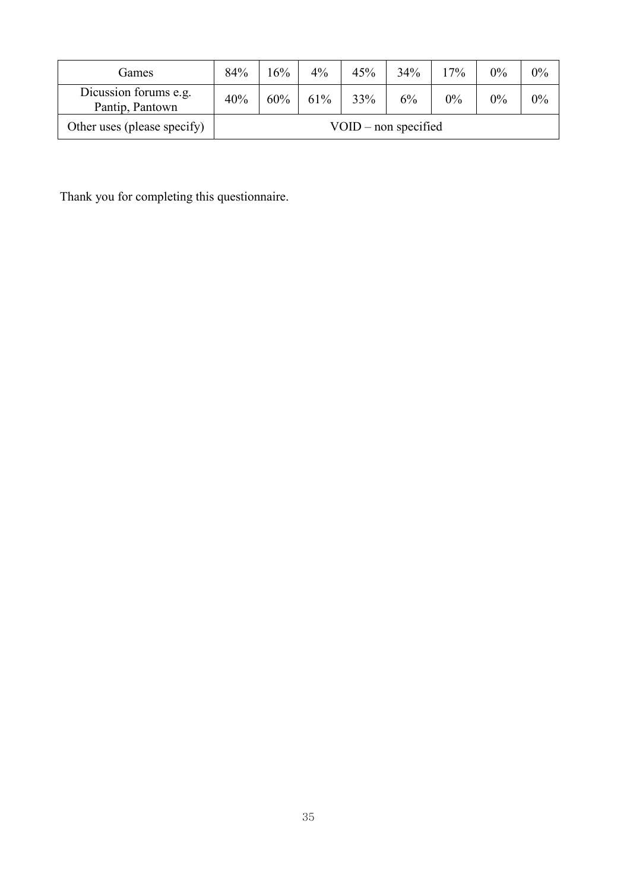| | | | | | | | | |
|---|---|---|---|---|---|---|---|---|
| Games | 84% | 16% | 4% | 45% | 34% | 17% | 0% | 0% |
| Dicussion forums e.g. Pantip, Pantown | 40% | 60% | 61% | 33% | 6% | 0% | 0% | 0% |
| Other uses (please specify) | VOID – non specified | | | | | | | |

Thank you for completing this questionnaire.